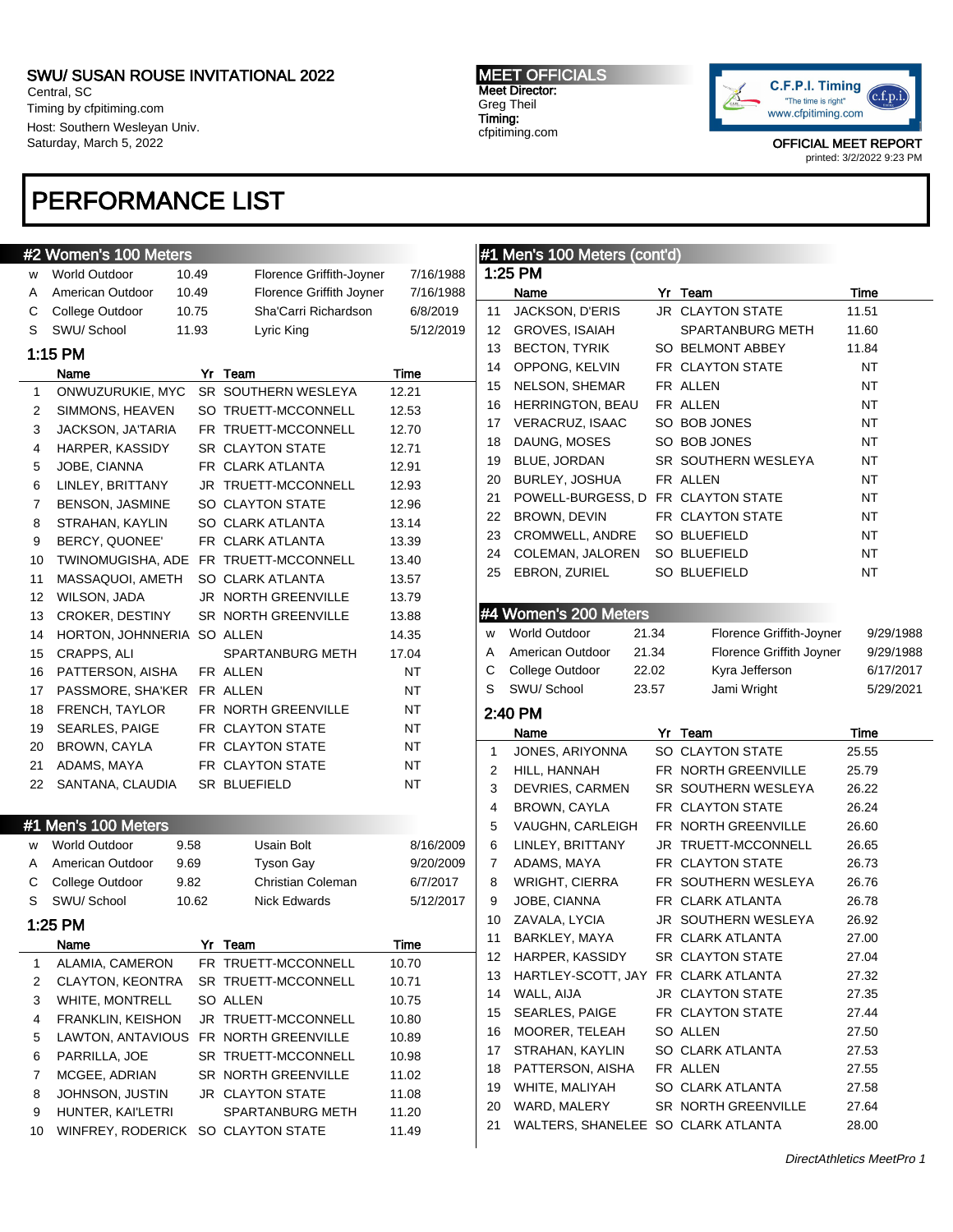SWU/ SUSAN ROUSE INVITATIONAL 2022
Central, SC
Timing by cfpitiming.com
Host: Southern Wesleyan Univ.
Saturday, March 5, 2022

**MEET OFFICIALS**
Meet Director:
Greg Theil
Timing:
cfpitiming.com

C.F.P.I. Timing "The time is right" www.cfpitiming.com

OFFICIAL MEET REPORT
printed: 3/2/2022 9:23 PM

# PERFORMANCE LIST

## #2 Women's 100 Meters

| | | | | |
|---|---|---|---|---|
| W | World Outdoor | 10.49 | Florence Griffith-Joyner | 7/16/1988 |
| A | American Outdoor | 10.49 | Florence Griffith Joyner | 7/16/1988 |
| C | College Outdoor | 10.75 | Sha'Carri Richardson | 6/8/2019 |
| S | SWU/ School | 11.93 | Lyric King | 5/12/2019 |

### 1:15 PM

| | Name | Yr | Team | Time |
|---|---|---|---|---|
| 1 | ONWUZURUKIE, MYC | SR | SOUTHERN WESLEYA | 12.21 |
| 2 | SIMMONS, HEAVEN | SO | TRUETT-MCCONNELL | 12.53 |
| 3 | JACKSON, JA'TARIA | FR | TRUETT-MCCONNELL | 12.70 |
| 4 | HARPER, KASSIDY | SR | CLAYTON STATE | 12.71 |
| 5 | JOBE, CIANNA | FR | CLARK ATLANTA | 12.91 |
| 6 | LINLEY, BRITTANY | JR | TRUETT-MCCONNELL | 12.93 |
| 7 | BENSON, JASMINE | SO | CLAYTON STATE | 12.96 |
| 8 | STRAHAN, KAYLIN | SO | CLARK ATLANTA | 13.14 |
| 9 | BERCY, QUONEE' | FR | CLARK ATLANTA | 13.39 |
| 10 | TWINOMUGISHA, ADE | FR | TRUETT-MCCONNELL | 13.40 |
| 11 | MASSAQUOI, AMETH | SO | CLARK ATLANTA | 13.57 |
| 12 | WILSON, JADA | JR | NORTH GREENVILLE | 13.79 |
| 13 | CROKER, DESTINY | SR | NORTH GREENVILLE | 13.88 |
| 14 | HORTON, JOHNNERIA | SO | ALLEN | 14.35 |
| 15 | CRAPPS, ALI | | SPARTANBURG METH | 17.04 |
| 16 | PATTERSON, AISHA | FR | ALLEN | NT |
| 17 | PASSMORE, SHA'KER | FR | ALLEN | NT |
| 18 | FRENCH, TAYLOR | FR | NORTH GREENVILLE | NT |
| 19 | SEARLES, PAIGE | FR | CLAYTON STATE | NT |
| 20 | BROWN, CAYLA | FR | CLAYTON STATE | NT |
| 21 | ADAMS, MAYA | FR | CLAYTON STATE | NT |
| 22 | SANTANA, CLAUDIA | SR | BLUEFIELD | NT |

## #1 Men's 100 Meters

| | | | | |
|---|---|---|---|---|
| W | World Outdoor | 9.58 | Usain Bolt | 8/16/2009 |
| A | American Outdoor | 9.69 | Tyson Gay | 9/20/2009 |
| C | College Outdoor | 9.82 | Christian Coleman | 6/7/2017 |
| S | SWU/ School | 10.62 | Nick Edwards | 5/12/2017 |

### 1:25 PM

| | Name | Yr | Team | Time |
|---|---|---|---|---|
| 1 | ALAMIA, CAMERON | FR | TRUETT-MCCONNELL | 10.70 |
| 2 | CLAYTON, KEONTRA | SR | TRUETT-MCCONNELL | 10.71 |
| 3 | WHITE, MONTRELL | SO | ALLEN | 10.75 |
| 4 | FRANKLIN, KEISHON | JR | TRUETT-MCCONNELL | 10.80 |
| 5 | LAWTON, ANTAVIOUS | FR | NORTH GREENVILLE | 10.89 |
| 6 | PARRILLA, JOE | SR | TRUETT-MCCONNELL | 10.98 |
| 7 | MCGEE, ADRIAN | SR | NORTH GREENVILLE | 11.02 |
| 8 | JOHNSON, JUSTIN | JR | CLAYTON STATE | 11.08 |
| 9 | HUNTER, KAI'LETRI | | SPARTANBURG METH | 11.20 |
| 10 | WINFREY, RODERICK | SO | CLAYTON STATE | 11.49 |

## #1 Men's 100 Meters (cont'd)

### 1:25 PM

| | Name | Yr | Team | Time |
|---|---|---|---|---|
| 11 | JACKSON, D'ERIS | JR | CLAYTON STATE | 11.51 |
| 12 | GROVES, ISAIAH | | SPARTANBURG METH | 11.60 |
| 13 | BECTON, TYRIK | SO | BELMONT ABBEY | 11.84 |
| 14 | OPPONG, KELVIN | FR | CLAYTON STATE | NT |
| 15 | NELSON, SHEMAR | FR | ALLEN | NT |
| 16 | HERRINGTON, BEAU | FR | ALLEN | NT |
| 17 | VERACRUZ, ISAAC | SO | BOB JONES | NT |
| 18 | DAUNG, MOSES | SO | BOB JONES | NT |
| 19 | BLUE, JORDAN | SR | SOUTHERN WESLEYA | NT |
| 20 | BURLEY, JOSHUA | FR | ALLEN | NT |
| 21 | POWELL-BURGESS, D | FR | CLAYTON STATE | NT |
| 22 | BROWN, DEVIN | FR | CLAYTON STATE | NT |
| 23 | CROMWELL, ANDRE | SO | BLUEFIELD | NT |
| 24 | COLEMAN, JALOREN | SO | BLUEFIELD | NT |
| 25 | EBRON, ZURIEL | SO | BLUEFIELD | NT |

## #4 Women's 200 Meters

| | | | | |
|---|---|---|---|---|
| W | World Outdoor | 21.34 | Florence Griffith-Joyner | 9/29/1988 |
| A | American Outdoor | 21.34 | Florence Griffith Joyner | 9/29/1988 |
| C | College Outdoor | 22.02 | Kyra Jefferson | 6/17/2017 |
| S | SWU/ School | 23.57 | Jami Wright | 5/29/2021 |

### 2:40 PM

| | Name | Yr | Team | Time |
|---|---|---|---|---|
| 1 | JONES, ARIYONNA | SO | CLAYTON STATE | 25.55 |
| 2 | HILL, HANNAH | FR | NORTH GREENVILLE | 25.79 |
| 3 | DEVRIES, CARMEN | SR | SOUTHERN WESLEYA | 26.22 |
| 4 | BROWN, CAYLA | FR | CLAYTON STATE | 26.24 |
| 5 | VAUGHN, CARLEIGH | FR | NORTH GREENVILLE | 26.60 |
| 6 | LINLEY, BRITTANY | JR | TRUETT-MCCONNELL | 26.65 |
| 7 | ADAMS, MAYA | FR | CLAYTON STATE | 26.73 |
| 8 | WRIGHT, CIERRA | FR | SOUTHERN WESLEYA | 26.76 |
| 9 | JOBE, CIANNA | FR | CLARK ATLANTA | 26.78 |
| 10 | ZAVALA, LYCIA | JR | SOUTHERN WESLEYA | 26.92 |
| 11 | BARKLEY, MAYA | FR | CLARK ATLANTA | 27.00 |
| 12 | HARPER, KASSIDY | SR | CLAYTON STATE | 27.04 |
| 13 | HARTLEY-SCOTT, JAY | FR | CLARK ATLANTA | 27.32 |
| 14 | WALL, AIJA | JR | CLAYTON STATE | 27.35 |
| 15 | SEARLES, PAIGE | FR | CLAYTON STATE | 27.44 |
| 16 | MOORER, TELEAH | SO | ALLEN | 27.50 |
| 17 | STRAHAN, KAYLIN | SO | CLARK ATLANTA | 27.53 |
| 18 | PATTERSON, AISHA | FR | ALLEN | 27.55 |
| 19 | WHITE, MALIYAH | SO | CLARK ATLANTA | 27.58 |
| 20 | WARD, MALERY | SR | NORTH GREENVILLE | 27.64 |
| 21 | WALTERS, SHANELEE | SO | CLARK ATLANTA | 28.00 |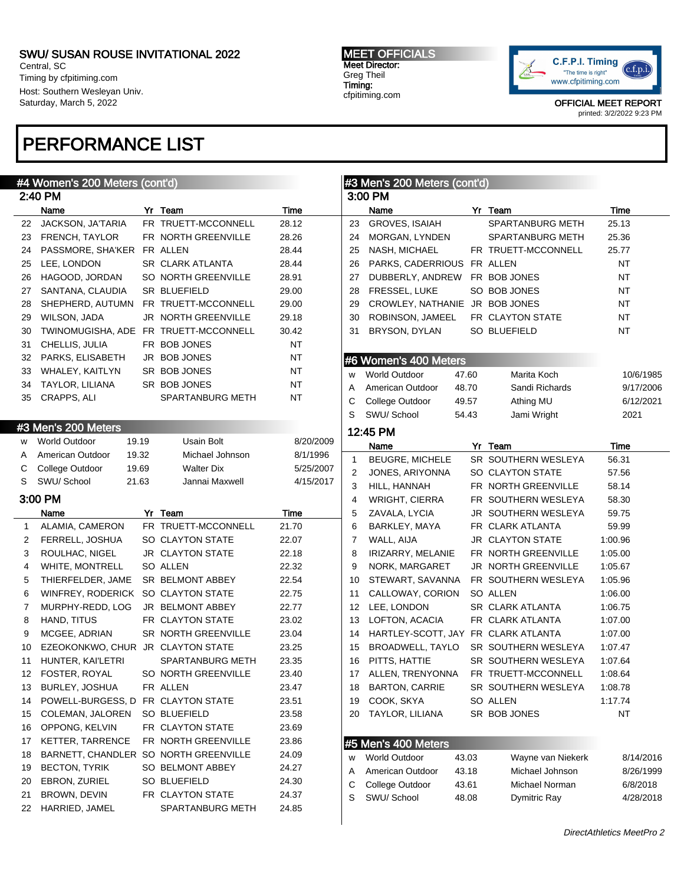SWU/ SUSAN ROUSE INVITATIONAL 2022
Central, SC
Timing by cfpitiming.com
Host: Southern Wesleyan Univ.
Saturday, March 5, 2022

MEET OFFICIALS
Meet Director:
Greg Theil
Timing:
cfpitiming.com

OFFICIAL MEET REPORT
printed: 3/2/2022 9:23 PM

# PERFORMANCE LIST

## #4 Women's 200 Meters (cont'd)

### 2:40 PM

| | Name | Yr | Team | Time |
|---|---|---|---|---|
| 22 | JACKSON, JA'TARIA | FR | TRUETT-MCCONNELL | 28.12 |
| 23 | FRENCH, TAYLOR | FR | NORTH GREENVILLE | 28.26 |
| 24 | PASSMORE, SHA'KER | FR | ALLEN | 28.44 |
| 25 | LEE, LONDON | SR | CLARK ATLANTA | 28.44 |
| 26 | HAGOOD, JORDAN | SO | NORTH GREENVILLE | 28.91 |
| 27 | SANTANA, CLAUDIA | SR | BLUEFIELD | 29.00 |
| 28 | SHEPHERD, AUTUMN | FR | TRUETT-MCCONNELL | 29.00 |
| 29 | WILSON, JADA | JR | NORTH GREENVILLE | 29.18 |
| 30 | TWINOMUGISHA, ADE | FR | TRUETT-MCCONNELL | 30.42 |
| 31 | CHELLIS, JULIA | FR | BOB JONES | NT |
| 32 | PARKS, ELISABETH | JR | BOB JONES | NT |
| 33 | WHALEY, KAITLYN | SR | BOB JONES | NT |
| 34 | TAYLOR, LILIANA | SR | BOB JONES | NT |
| 35 | CRAPPS, ALI | | SPARTANBURG METH | NT |

## #3 Men's 200 Meters

| | | | | |
|---|---|---|---|---|
| W | World Outdoor | 19.19 | Usain Bolt | 8/20/2009 |
| A | American Outdoor | 19.32 | Michael Johnson | 8/1/1996 |
| C | College Outdoor | 19.69 | Walter Dix | 5/25/2007 |
| S | SWU/ School | 21.63 | Jannai Maxwell | 4/15/2017 |

### 3:00 PM

| | Name | Yr | Team | Time |
|---|---|---|---|---|
| 1 | ALAMIA, CAMERON | FR | TRUETT-MCCONNELL | 21.70 |
| 2 | FERRELL, JOSHUA | SO | CLAYTON STATE | 22.07 |
| 3 | ROULHAC, NIGEL | JR | CLAYTON STATE | 22.18 |
| 4 | WHITE, MONTRELL | SO | ALLEN | 22.32 |
| 5 | THIERFELDER, JAME | SR | BELMONT ABBEY | 22.54 |
| 6 | WINFREY, RODERICK | SO | CLAYTON STATE | 22.75 |
| 7 | MURPHY-REDD, LOG | JR | BELMONT ABBEY | 22.77 |
| 8 | HAND, TITUS | FR | CLAYTON STATE | 23.02 |
| 9 | MCGEE, ADRIAN | SR | NORTH GREENVILLE | 23.04 |
| 10 | EZEOKONKWO, CHUR | JR | CLAYTON STATE | 23.25 |
| 11 | HUNTER, KAI'LETRI | | SPARTANBURG METH | 23.35 |
| 12 | FOSTER, ROYAL | SO | NORTH GREENVILLE | 23.40 |
| 13 | BURLEY, JOSHUA | FR | ALLEN | 23.47 |
| 14 | POWELL-BURGESS, D | FR | CLAYTON STATE | 23.51 |
| 15 | COLEMAN, JALOREN | SO | BLUEFIELD | 23.58 |
| 16 | OPPONG, KELVIN | FR | CLAYTON STATE | 23.69 |
| 17 | KETTER, TARRENCE | FR | NORTH GREENVILLE | 23.86 |
| 18 | BARNETT, CHANDLER | SO | NORTH GREENVILLE | 24.09 |
| 19 | BECTON, TYRIK | SO | BELMONT ABBEY | 24.27 |
| 20 | EBRON, ZURIEL | SO | BLUEFIELD | 24.30 |
| 21 | BROWN, DEVIN | FR | CLAYTON STATE | 24.37 |
| 22 | HARRIED, JAMEL | | SPARTANBURG METH | 24.85 |

## #3 Men's 200 Meters (cont'd)

### 3:00 PM

| | Name | Yr | Team | Time |
|---|---|---|---|---|
| 23 | GROVES, ISAIAH | | SPARTANBURG METH | 25.13 |
| 24 | MORGAN, LYNDEN | | SPARTANBURG METH | 25.36 |
| 25 | NASH, MICHAEL | FR | TRUETT-MCCONNELL | 25.77 |
| 26 | PARKS, CADERRIOUS | FR | ALLEN | NT |
| 27 | DUBBERLY, ANDREW | FR | BOB JONES | NT |
| 28 | FRESSEL, LUKE | SO | BOB JONES | NT |
| 29 | CROWLEY, NATHANIE | JR | BOB JONES | NT |
| 30 | ROBINSON, JAMEEL | FR | CLAYTON STATE | NT |
| 31 | BRYSON, DYLAN | SO | BLUEFIELD | NT |

## #6 Women's 400 Meters

| | | | | |
|---|---|---|---|---|
| W | World Outdoor | 47.60 | Marita Koch | 10/6/1985 |
| A | American Outdoor | 48.70 | Sandi Richards | 9/17/2006 |
| C | College Outdoor | 49.57 | Athing MU | 6/12/2021 |
| S | SWU/ School | 54.43 | Jami Wright | 2021 |

### 12:45 PM

| | Name | Yr | Team | Time |
|---|---|---|---|---|
| 1 | BEUGRE, MICHELE | SR | SOUTHERN WESLEYA | 56.31 |
| 2 | JONES, ARIYONNA | SO | CLAYTON STATE | 57.56 |
| 3 | HILL, HANNAH | FR | NORTH GREENVILLE | 58.14 |
| 4 | WRIGHT, CIERRA | FR | SOUTHERN WESLEYA | 58.30 |
| 5 | ZAVALA, LYCIA | JR | SOUTHERN WESLEYA | 59.75 |
| 6 | BARKLEY, MAYA | FR | CLARK ATLANTA | 59.99 |
| 7 | WALL, AIJA | JR | CLAYTON STATE | 1:00.96 |
| 8 | IRIZARRY, MELANIE | FR | NORTH GREENVILLE | 1:05.00 |
| 9 | NORK, MARGARET | JR | NORTH GREENVILLE | 1:05.67 |
| 10 | STEWART, SAVANNA | FR | SOUTHERN WESLEYA | 1:05.96 |
| 11 | CALLOWAY, CORION | SO | ALLEN | 1:06.00 |
| 12 | LEE, LONDON | SR | CLARK ATLANTA | 1:06.75 |
| 13 | LOFTON, ACACIA | FR | CLARK ATLANTA | 1:07.00 |
| 14 | HARTLEY-SCOTT, JAY | FR | CLARK ATLANTA | 1:07.00 |
| 15 | BROADWELL, TAYLO | SR | SOUTHERN WESLEYA | 1:07.47 |
| 16 | PITTS, HATTIE | SR | SOUTHERN WESLEYA | 1:07.64 |
| 17 | ALLEN, TRENYONNA | FR | TRUETT-MCCONNELL | 1:08.64 |
| 18 | BARTON, CARRIE | SR | SOUTHERN WESLEYA | 1:08.78 |
| 19 | COOK, SKYA | SO | ALLEN | 1:17.74 |
| 20 | TAYLOR, LILIANA | SR | BOB JONES | NT |

## #5 Men's 400 Meters

| | | | | |
|---|---|---|---|---|
| W | World Outdoor | 43.03 | Wayne van Niekerk | 8/14/2016 |
| A | American Outdoor | 43.18 | Michael Johnson | 8/26/1999 |
| C | College Outdoor | 43.61 | Michael Norman | 6/8/2018 |
| S | SWU/ School | 48.08 | Dymitric Ray | 4/28/2018 |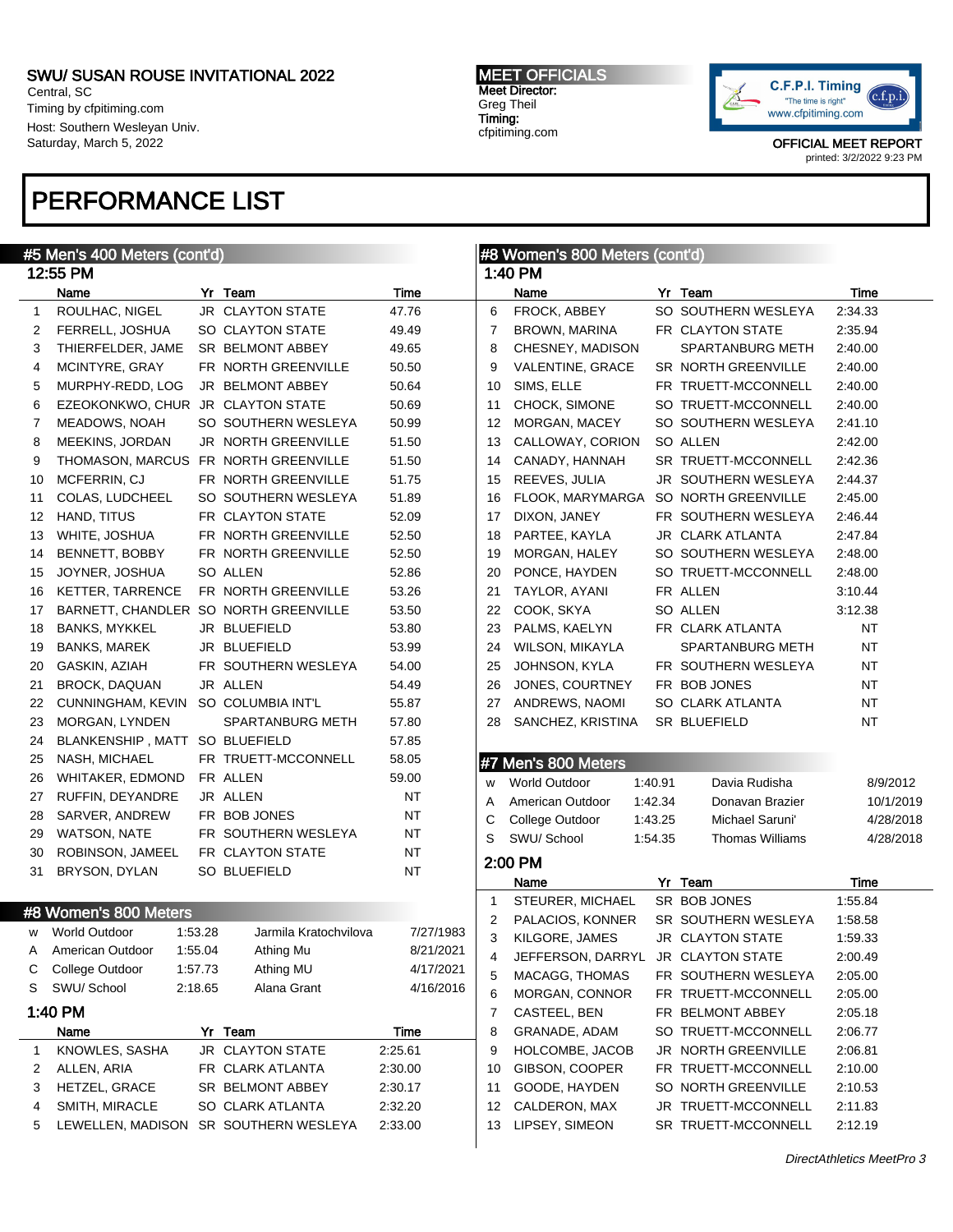SWU/ SUSAN ROUSE INVITATIONAL 2022
Central, SC
Timing by cfpitiming.com
Host: Southern Wesleyan Univ.
Saturday, March 5, 2022

MEET OFFICIALS
Meet Director:
Greg Theil
Timing:
cfpitiming.com

OFFICIAL MEET REPORT
printed: 3/2/2022 9:23 PM

# PERFORMANCE LIST

## #5 Men's 400 Meters (cont'd)

### 12:55 PM

| | Name | Yr | Team | Time |
|---|---|---|---|---|
| 1 | ROULHAC, NIGEL | JR | CLAYTON STATE | 47.76 |
| 2 | FERRELL, JOSHUA | SO | CLAYTON STATE | 49.49 |
| 3 | THIERFELDER, JAME | SR | BELMONT ABBEY | 49.65 |
| 4 | MCINTYRE, GRAY | FR | NORTH GREENVILLE | 50.50 |
| 5 | MURPHY-REDD, LOG | JR | BELMONT ABBEY | 50.64 |
| 6 | EZEOKONKWO, CHUR | JR | CLAYTON STATE | 50.69 |
| 7 | MEADOWS, NOAH | SO | SOUTHERN WESLEYA | 50.99 |
| 8 | MEEKINS, JORDAN | JR | NORTH GREENVILLE | 51.50 |
| 9 | THOMASON, MARCUS | FR | NORTH GREENVILLE | 51.50 |
| 10 | MCFERRIN, CJ | FR | NORTH GREENVILLE | 51.75 |
| 11 | COLAS, LUDCHEEL | SO | SOUTHERN WESLEYA | 51.89 |
| 12 | HAND, TITUS | FR | CLAYTON STATE | 52.09 |
| 13 | WHITE, JOSHUA | FR | NORTH GREENVILLE | 52.50 |
| 14 | BENNETT, BOBBY | FR | NORTH GREENVILLE | 52.50 |
| 15 | JOYNER, JOSHUA | SO | ALLEN | 52.86 |
| 16 | KETTER, TARRENCE | FR | NORTH GREENVILLE | 53.26 |
| 17 | BARNETT, CHANDLER | SO | NORTH GREENVILLE | 53.50 |
| 18 | BANKS, MYKKEL | JR | BLUEFIELD | 53.80 |
| 19 | BANKS, MAREK | JR | BLUEFIELD | 53.99 |
| 20 | GASKIN, AZIAH | FR | SOUTHERN WESLEYA | 54.00 |
| 21 | BROCK, DAQUAN | JR | ALLEN | 54.49 |
| 22 | CUNNINGHAM, KEVIN | SO | COLUMBIA INT'L | 55.87 |
| 23 | MORGAN, LYNDEN | | SPARTANBURG METH | 57.80 |
| 24 | BLANKENSHIP , MATT | SO | BLUEFIELD | 57.85 |
| 25 | NASH, MICHAEL | FR | TRUETT-MCCONNELL | 58.05 |
| 26 | WHITAKER, EDMOND | FR | ALLEN | 59.00 |
| 27 | RUFFIN, DEYANDRE | JR | ALLEN | NT |
| 28 | SARVER, ANDREW | FR | BOB JONES | NT |
| 29 | WATSON, NATE | FR | SOUTHERN WESLEYA | NT |
| 30 | ROBINSON, JAMEEL | FR | CLAYTON STATE | NT |
| 31 | BRYSON, DYLAN | SO | BLUEFIELD | NT |

## #8 Women's 800 Meters

| | Record | Time | Holder | Date |
|---|---|---|---|---|
| W | World Outdoor | 1:53.28 | Jarmila Kratochvilova | 7/27/1983 |
| A | American Outdoor | 1:55.04 | Athing Mu | 8/21/2021 |
| C | College Outdoor | 1:57.73 | Athing MU | 4/17/2021 |
| S | SWU/ School | 2:18.65 | Alana Grant | 4/16/2016 |

### 1:40 PM

| | Name | Yr | Team | Time |
|---|---|---|---|---|
| 1 | KNOWLES, SASHA | JR | CLAYTON STATE | 2:25.61 |
| 2 | ALLEN, ARIA | FR | CLARK ATLANTA | 2:30.00 |
| 3 | HETZEL, GRACE | SR | BELMONT ABBEY | 2:30.17 |
| 4 | SMITH, MIRACLE | SO | CLARK ATLANTA | 2:32.20 |
| 5 | LEWELLEN, MADISON | SR | SOUTHERN WESLEYA | 2:33.00 |
| 6 | FROCK, ABBEY | SO | SOUTHERN WESLEYA | 2:34.33 |
| 7 | BROWN, MARINA | FR | CLAYTON STATE | 2:35.94 |
| 8 | CHESNEY, MADISON | | SPARTANBURG METH | 2:40.00 |
| 9 | VALENTINE, GRACE | SR | NORTH GREENVILLE | 2:40.00 |
| 10 | SIMS, ELLE | FR | TRUETT-MCCONNELL | 2:40.00 |
| 11 | CHOCK, SIMONE | SO | TRUETT-MCCONNELL | 2:40.00 |
| 12 | MORGAN, MACEY | SO | SOUTHERN WESLEYA | 2:41.10 |
| 13 | CALLOWAY, CORION | SO | ALLEN | 2:42.00 |
| 14 | CANADY, HANNAH | SR | TRUETT-MCCONNELL | 2:42.36 |
| 15 | REEVES, JULIA | JR | SOUTHERN WESLEYA | 2:44.37 |
| 16 | FLOOK, MARYMARGA | SO | NORTH GREENVILLE | 2:45.00 |
| 17 | DIXON, JANEY | FR | SOUTHERN WESLEYA | 2:46.44 |
| 18 | PARTEE, KAYLA | JR | CLARK ATLANTA | 2:47.84 |
| 19 | MORGAN, HALEY | SO | SOUTHERN WESLEYA | 2:48.00 |
| 20 | PONCE, HAYDEN | SO | TRUETT-MCCONNELL | 2:48.00 |
| 21 | TAYLOR, AYANI | FR | ALLEN | 3:10.44 |
| 22 | COOK, SKYA | SO | ALLEN | 3:12.38 |
| 23 | PALMS, KAELYN | FR | CLARK ATLANTA | NT |
| 24 | WILSON, MIKAYLA | | SPARTANBURG METH | NT |
| 25 | JOHNSON, KYLA | FR | SOUTHERN WESLEYA | NT |
| 26 | JONES, COURTNEY | FR | BOB JONES | NT |
| 27 | ANDREWS, NAOMI | SO | CLARK ATLANTA | NT |
| 28 | SANCHEZ, KRISTINA | SR | BLUEFIELD | NT |

## #7 Men's 800 Meters

| | Record | Time | Holder | Date |
|---|---|---|---|---|
| W | World Outdoor | 1:40.91 | Davia Rudisha | 8/9/2012 |
| A | American Outdoor | 1:42.34 | Donavan Brazier | 10/1/2019 |
| C | College Outdoor | 1:43.25 | Michael Saruni' | 4/28/2018 |
| S | SWU/ School | 1:54.35 | Thomas Williams | 4/28/2018 |

### 2:00 PM

| | Name | Yr | Team | Time |
|---|---|---|---|---|
| 1 | STEURER, MICHAEL | SR | BOB JONES | 1:55.84 |
| 2 | PALACIOS, KONNER | SR | SOUTHERN WESLEYA | 1:58.58 |
| 3 | KILGORE, JAMES | JR | CLAYTON STATE | 1:59.33 |
| 4 | JEFFERSON, DARRYL | JR | CLAYTON STATE | 2:00.49 |
| 5 | MACAGG, THOMAS | FR | SOUTHERN WESLEYA | 2:05.00 |
| 6 | MORGAN, CONNOR | FR | TRUETT-MCCONNELL | 2:05.00 |
| 7 | CASTEEL, BEN | FR | BELMONT ABBEY | 2:05.18 |
| 8 | GRANADE, ADAM | SO | TRUETT-MCCONNELL | 2:06.77 |
| 9 | HOLCOMBE, JACOB | JR | NORTH GREENVILLE | 2:06.81 |
| 10 | GIBSON, COOPER | FR | TRUETT-MCCONNELL | 2:10.00 |
| 11 | GOODE, HAYDEN | SO | NORTH GREENVILLE | 2:10.53 |
| 12 | CALDERON, MAX | JR | TRUETT-MCCONNELL | 2:11.83 |
| 13 | LIPSEY, SIMEON | SR | TRUETT-MCCONNELL | 2:12.19 |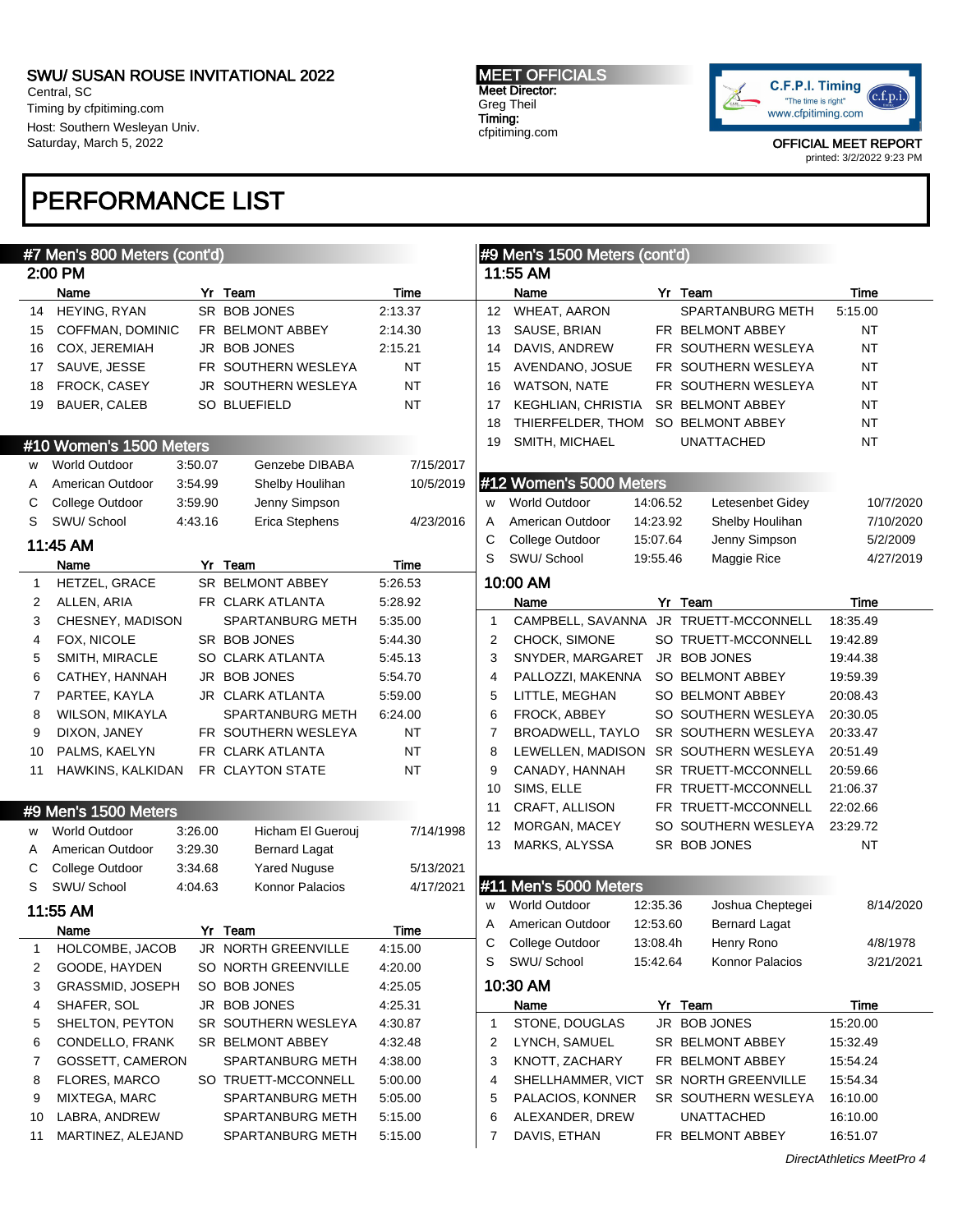## PERFORMANCE LIST

### #7 Men's 800 Meters (cont'd)

**2:00 PM**

| | Name | Yr | Team | Time |
|---|---|---|---|---|
| 14 | HEYING, RYAN | SR | BOB JONES | 2:13.37 |
| 15 | COFFMAN, DOMINIC | FR | BELMONT ABBEY | 2:14.30 |
| 16 | COX, JEREMIAH | JR | BOB JONES | 2:15.21 |
| 17 | SAUVE, JESSE | FR | SOUTHERN WESLEYA | NT |
| 18 | FROCK, CASEY | JR | SOUTHERN WESLEYA | NT |
| 19 | BAUER, CALEB | SO | BLUEFIELD | NT |

### #10 Women's 1500 Meters

| | | | | |
|---|---|---|---|---|
| W | World Outdoor | 3:50.07 | Genzebe DIBABA | 7/15/2017 |
| A | American Outdoor | 3:54.99 | Shelby Houlihan | 10/5/2019 |
| C | College Outdoor | 3:59.90 | Jenny Simpson | |
| S | SWU/ School | 4:43.16 | Erica Stephens | 4/23/2016 |

**11:45 AM**

| | Name | Yr | Team | Time |
|---|---|---|---|---|
| 1 | HETZEL, GRACE | SR | BELMONT ABBEY | 5:26.53 |
| 2 | ALLEN, ARIA | FR | CLARK ATLANTA | 5:28.92 |
| 3 | CHESNEY, MADISON | | SPARTANBURG METH | 5:35.00 |
| 4 | FOX, NICOLE | SR | BOB JONES | 5:44.30 |
| 5 | SMITH, MIRACLE | SO | CLARK ATLANTA | 5:45.13 |
| 6 | CATHEY, HANNAH | JR | BOB JONES | 5:54.70 |
| 7 | PARTEE, KAYLA | JR | CLARK ATLANTA | 5:59.00 |
| 8 | WILSON, MIKAYLA | | SPARTANBURG METH | 6:24.00 |
| 9 | DIXON, JANEY | FR | SOUTHERN WESLEYA | NT |
| 10 | PALMS, KAELYN | FR | CLARK ATLANTA | NT |
| 11 | HAWKINS, KALKIDAN | FR | CLAYTON STATE | NT |

### #9 Men's 1500 Meters

| | | | | |
|---|---|---|---|---|
| W | World Outdoor | 3:26.00 | Hicham El Guerouj | 7/14/1998 |
| A | American Outdoor | 3:29.30 | Bernard Lagat | |
| C | College Outdoor | 3:34.68 | Yared Nuguse | 5/13/2021 |
| S | SWU/ School | 4:04.63 | Konnor Palacios | 4/17/2021 |

**11:55 AM**

| | Name | Yr | Team | Time |
|---|---|---|---|---|
| 1 | HOLCOMBE, JACOB | JR | NORTH GREENVILLE | 4:15.00 |
| 2 | GOODE, HAYDEN | SO | NORTH GREENVILLE | 4:20.00 |
| 3 | GRASSMID, JOSEPH | SO | BOB JONES | 4:25.05 |
| 4 | SHAFER, SOL | JR | BOB JONES | 4:25.31 |
| 5 | SHELTON, PEYTON | SR | SOUTHERN WESLEYA | 4:30.87 |
| 6 | CONDELLO, FRANK | SR | BELMONT ABBEY | 4:32.48 |
| 7 | GOSSETT, CAMERON | | SPARTANBURG METH | 4:38.00 |
| 8 | FLORES, MARCO | SO | TRUETT-MCCONNELL | 5:00.00 |
| 9 | MIXTEGA, MARC | | SPARTANBURG METH | 5:05.00 |
| 10 | LABRA, ANDREW | | SPARTANBURG METH | 5:15.00 |
| 11 | MARTINEZ, ALEJAND | | SPARTANBURG METH | 5:15.00 |

### #9 Men's 1500 Meters (cont'd)

**11:55 AM**

| | Name | Yr | Team | Time |
|---|---|---|---|---|
| 12 | WHEAT, AARON | | SPARTANBURG METH | 5:15.00 |
| 13 | SAUSE, BRIAN | FR | BELMONT ABBEY | NT |
| 14 | DAVIS, ANDREW | FR | SOUTHERN WESLEYA | NT |
| 15 | AVENDANO, JOSUE | FR | SOUTHERN WESLEYA | NT |
| 16 | WATSON, NATE | FR | SOUTHERN WESLEYA | NT |
| 17 | KEGHLIAN, CHRISTIA | SR | BELMONT ABBEY | NT |
| 18 | THIERFELDER, THOM | SO | BELMONT ABBEY | NT |
| 19 | SMITH, MICHAEL | | UNATTACHED | NT |

### #12 Women's 5000 Meters

| | | | | |
|---|---|---|---|---|
| W | World Outdoor | 14:06.52 | Letesenbet Gidey | 10/7/2020 |
| A | American Outdoor | 14:23.92 | Shelby Houlihan | 7/10/2020 |
| C | College Outdoor | 15:07.64 | Jenny Simpson | 5/2/2009 |
| S | SWU/ School | 19:55.46 | Maggie Rice | 4/27/2019 |

**10:00 AM**

| | Name | Yr | Team | Time |
|---|---|---|---|---|
| 1 | CAMPBELL, SAVANNA | JR | TRUETT-MCCONNELL | 18:35.49 |
| 2 | CHOCK, SIMONE | SO | TRUETT-MCCONNELL | 19:42.89 |
| 3 | SNYDER, MARGARET | JR | BOB JONES | 19:44.38 |
| 4 | PALLOZZI, MAKENNA | SO | BELMONT ABBEY | 19:59.39 |
| 5 | LITTLE, MEGHAN | SO | BELMONT ABBEY | 20:08.43 |
| 6 | FROCK, ABBEY | SO | SOUTHERN WESLEYA | 20:30.05 |
| 7 | BROADWELL, TAYLO | SR | SOUTHERN WESLEYA | 20:33.47 |
| 8 | LEWELLEN, MADISON | SR | SOUTHERN WESLEYA | 20:51.49 |
| 9 | CANADY, HANNAH | SR | TRUETT-MCCONNELL | 20:59.66 |
| 10 | SIMS, ELLE | FR | TRUETT-MCCONNELL | 21:06.37 |
| 11 | CRAFT, ALLISON | FR | TRUETT-MCCONNELL | 22:02.66 |
| 12 | MORGAN, MACEY | SO | SOUTHERN WESLEYA | 23:29.72 |
| 13 | MARKS, ALYSSA | SR | BOB JONES | NT |

### #11 Men's 5000 Meters

| | | | | |
|---|---|---|---|---|
| W | World Outdoor | 12:35.36 | Joshua Cheptegei | 8/14/2020 |
| A | American Outdoor | 12:53.60 | Bernard Lagat | |
| C | College Outdoor | 13:08.4h | Henry Rono | 4/8/1978 |
| S | SWU/ School | 15:42.64 | Konnor Palacios | 3/21/2021 |

**10:30 AM**

| | Name | Yr | Team | Time |
|---|---|---|---|---|
| 1 | STONE, DOUGLAS | JR | BOB JONES | 15:20.00 |
| 2 | LYNCH, SAMUEL | SR | BELMONT ABBEY | 15:32.49 |
| 3 | KNOTT, ZACHARY | FR | BELMONT ABBEY | 15:54.24 |
| 4 | SHELLHAMMER, VICT | SR | NORTH GREENVILLE | 15:54.34 |
| 5 | PALACIOS, KONNER | SR | SOUTHERN WESLEYA | 16:10.00 |
| 6 | ALEXANDER, DREW | | UNATTACHED | 16:10.00 |
| 7 | DAVIS, ETHAN | FR | BELMONT ABBEY | 16:51.07 |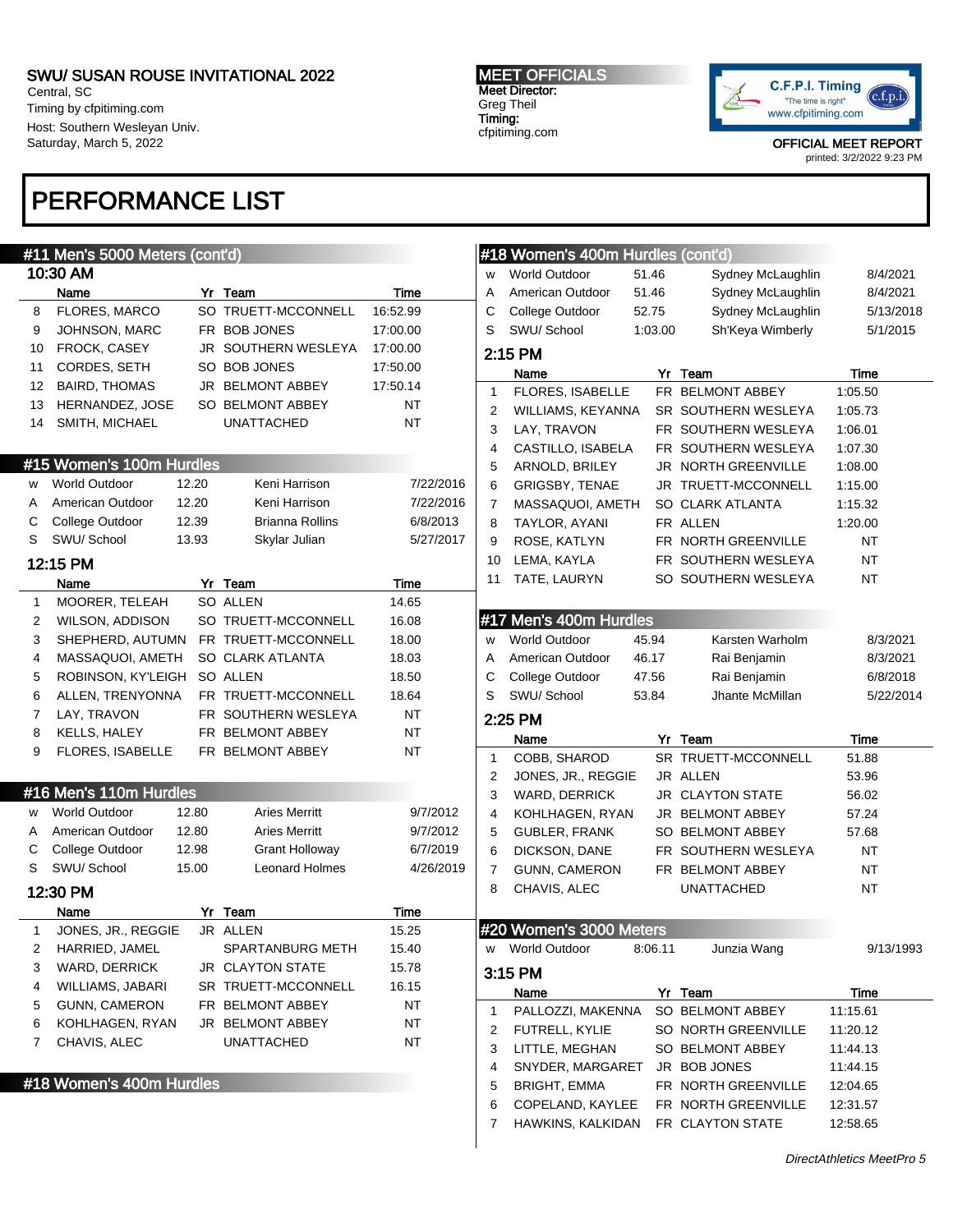SWU/ SUSAN ROUSE INVITATIONAL 2022
Central, SC
Timing by cfpitiming.com
Host: Southern Wesleyan Univ.
Saturday, March 5, 2022

MEET OFFICIALS
Meet Director:
Greg Theil
Timing:
cfpitiming.com

OFFICIAL MEET REPORT
printed: 3/2/2022 9:23 PM

# PERFORMANCE LIST

## #11 Men's 5000 Meters (cont'd)

### 10:30 AM

|  | Name | Yr | Team | Time |
|---|---|---|---|---|
| 8 | FLORES, MARCO | SO | TRUETT-MCCONNELL | 16:52.99 |
| 9 | JOHNSON, MARC | FR | BOB JONES | 17:00.00 |
| 10 | FROCK, CASEY | JR | SOUTHERN WESLEYA | 17:00.00 |
| 11 | CORDES, SETH | SO | BOB JONES | 17:50.00 |
| 12 | BAIRD, THOMAS | JR | BELMONT ABBEY | 17:50.14 |
| 13 | HERNANDEZ, JOSE | SO | BELMONT ABBEY | NT |
| 14 | SMITH, MICHAEL |  | UNATTACHED | NT |

## #15 Women's 100m Hurdles

| | | | | |
|---|---|---|---|---|
| W | World Outdoor | 12.20 | Keni Harrison | 7/22/2016 |
| A | American Outdoor | 12.20 | Keni Harrison | 7/22/2016 |
| C | College Outdoor | 12.39 | Brianna Rollins | 6/8/2013 |
| S | SWU/ School | 13.93 | Skylar Julian | 5/27/2017 |

### 12:15 PM

|  | Name | Yr | Team | Time |
|---|---|---|---|---|
| 1 | MOORER, TELEAH | SO | ALLEN | 14.65 |
| 2 | WILSON, ADDISON | SO | TRUETT-MCCONNELL | 16.08 |
| 3 | SHEPHERD, AUTUMN | FR | TRUETT-MCCONNELL | 18.00 |
| 4 | MASSAQUOI, AMETH | SO | CLARK ATLANTA | 18.03 |
| 5 | ROBINSON, KY'LEIGH | SO | ALLEN | 18.50 |
| 6 | ALLEN, TRENYONNA | FR | TRUETT-MCCONNELL | 18.64 |
| 7 | LAY, TRAVON | FR | SOUTHERN WESLEYA | NT |
| 8 | KELLS, HALEY | FR | BELMONT ABBEY | NT |
| 9 | FLORES, ISABELLE | FR | BELMONT ABBEY | NT |

## #16 Men's 110m Hurdles

| | | | | |
|---|---|---|---|---|
| W | World Outdoor | 12.80 | Aries Merritt | 9/7/2012 |
| A | American Outdoor | 12.80 | Aries Merritt | 9/7/2012 |
| C | College Outdoor | 12.98 | Grant Holloway | 6/7/2019 |
| S | SWU/ School | 15.00 | Leonard Holmes | 4/26/2019 |

### 12:30 PM

|  | Name | Yr | Team | Time |
|---|---|---|---|---|
| 1 | JONES, JR., REGGIE | JR | ALLEN | 15.25 |
| 2 | HARRIED, JAMEL |  | SPARTANBURG METH | 15.40 |
| 3 | WARD, DERRICK | JR | CLAYTON STATE | 15.78 |
| 4 | WILLIAMS, JABARI | SR | TRUETT-MCCONNELL | 16.15 |
| 5 | GUNN, CAMERON | FR | BELMONT ABBEY | NT |
| 6 | KOHLHAGEN, RYAN | JR | BELMONT ABBEY | NT |
| 7 | CHAVIS, ALEC |  | UNATTACHED | NT |

## #18 Women's 400m Hurdles

| | | | | |
|---|---|---|---|---|
| W | World Outdoor | 51.46 | Sydney McLaughlin | 8/4/2021 |
| A | American Outdoor | 51.46 | Sydney McLaughlin | 8/4/2021 |
| C | College Outdoor | 52.75 | Sydney McLaughlin | 5/13/2018 |
| S | SWU/ School | 1:03.00 | Sh'Keya Wimberly | 5/1/2015 |

### 2:15 PM

|  | Name | Yr | Team | Time |
|---|---|---|---|---|
| 1 | FLORES, ISABELLE | FR | BELMONT ABBEY | 1:05.50 |
| 2 | WILLIAMS, KEYANNA | SR | SOUTHERN WESLEYA | 1:05.73 |
| 3 | LAY, TRAVON | FR | SOUTHERN WESLEYA | 1:06.01 |
| 4 | CASTILLO, ISABELA | FR | SOUTHERN WESLEYA | 1:07.30 |
| 5 | ARNOLD, BRILEY | JR | NORTH GREENVILLE | 1:08.00 |
| 6 | GRIGSBY, TENAE | JR | TRUETT-MCCONNELL | 1:15.00 |
| 7 | MASSAQUOI, AMETH | SO | CLARK ATLANTA | 1:15.32 |
| 8 | TAYLOR, AYANI | FR | ALLEN | 1:20.00 |
| 9 | ROSE, KATLYN | FR | NORTH GREENVILLE | NT |
| 10 | LEMA, KAYLA | FR | SOUTHERN WESLEYA | NT |
| 11 | TATE, LAURYN | SO | SOUTHERN WESLEYA | NT |

## #17 Men's 400m Hurdles

| | | | | |
|---|---|---|---|---|
| W | World Outdoor | 45.94 | Karsten Warholm | 8/3/2021 |
| A | American Outdoor | 46.17 | Rai Benjamin | 8/3/2021 |
| C | College Outdoor | 47.56 | Rai Benjamin | 6/8/2018 |
| S | SWU/ School | 53.84 | Jhante McMillan | 5/22/2014 |

### 2:25 PM

|  | Name | Yr | Team | Time |
|---|---|---|---|---|
| 1 | COBB, SHAROD | SR | TRUETT-MCCONNELL | 51.88 |
| 2 | JONES, JR., REGGIE | JR | ALLEN | 53.96 |
| 3 | WARD, DERRICK | JR | CLAYTON STATE | 56.02 |
| 4 | KOHLHAGEN, RYAN | JR | BELMONT ABBEY | 57.24 |
| 5 | GUBLER, FRANK | SO | BELMONT ABBEY | 57.68 |
| 6 | DICKSON, DANE | FR | SOUTHERN WESLEYA | NT |
| 7 | GUNN, CAMERON | FR | BELMONT ABBEY | NT |
| 8 | CHAVIS, ALEC |  | UNATTACHED | NT |

## #20 Women's 3000 Meters

| | | | | |
|---|---|---|---|---|
| W | World Outdoor | 8:06.11 | Junzia Wang | 9/13/1993 |

### 3:15 PM

|  | Name | Yr | Team | Time |
|---|---|---|---|---|
| 1 | PALLOZZI, MAKENNA | SO | BELMONT ABBEY | 11:15.61 |
| 2 | FUTRELL, KYLIE | SO | NORTH GREENVILLE | 11:20.12 |
| 3 | LITTLE, MEGHAN | SO | BELMONT ABBEY | 11:44.13 |
| 4 | SNYDER, MARGARET | JR | BOB JONES | 11:44.15 |
| 5 | BRIGHT, EMMA | FR | NORTH GREENVILLE | 12:04.65 |
| 6 | COPELAND, KAYLEE | FR | NORTH GREENVILLE | 12:31.57 |
| 7 | HAWKINS, KALKIDAN | FR | CLAYTON STATE | 12:58.65 |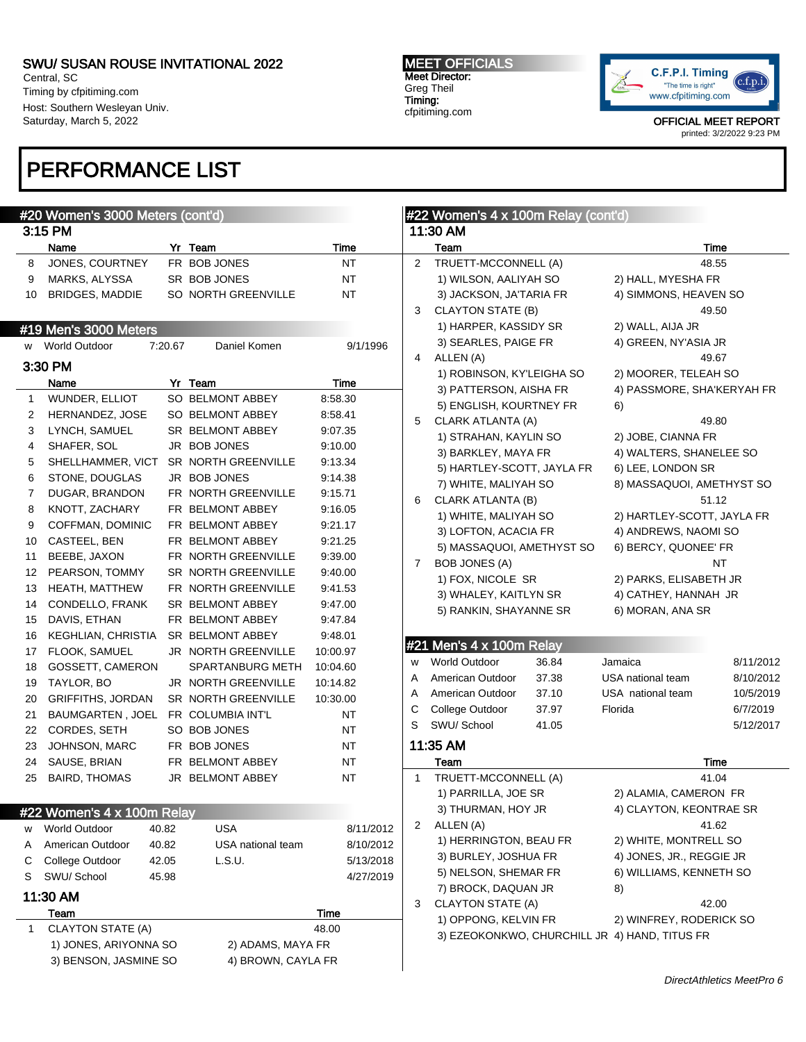SWU/ SUSAN ROUSE INVITATIONAL 2022
Central, SC
Timing by cfpitiming.com
Host: Southern Wesleyan Univ.
Saturday, March 5, 2022

MEET OFFICIALS
Meet Director:
Greg Theil
Timing:
cfpitiming.com

OFFICIAL MEET REPORT
printed: 3/2/2022 9:23 PM

# PERFORMANCE LIST

## #20 Women's 3000 Meters (cont'd)

### 3:15 PM

| | Name | Yr | Team | Time |
|---|---|---|---|---|
| 8 | JONES, COURTNEY | FR | BOB JONES | NT |
| 9 | MARKS, ALYSSA | SR | BOB JONES | NT |
| 10 | BRIDGES, MADDIE | SO | NORTH GREENVILLE | NT |

## #19 Men's 3000 Meters

| | | | | |
|---|---|---|---|---|
| W | World Outdoor | 7:20.67 | Daniel Komen | 9/1/1996 |

### 3:30 PM

| | Name | Yr | Team | Time |
|---|---|---|---|---|
| 1 | WUNDER, ELLIOT | SO | BELMONT ABBEY | 8:58.30 |
| 2 | HERNANDEZ, JOSE | SO | BELMONT ABBEY | 8:58.41 |
| 3 | LYNCH, SAMUEL | SR | BELMONT ABBEY | 9:07.35 |
| 4 | SHAFER, SOL | JR | BOB JONES | 9:10.00 |
| 5 | SHELLHAMMER, VICT | SR | NORTH GREENVILLE | 9:13.34 |
| 6 | STONE, DOUGLAS | JR | BOB JONES | 9:14.38 |
| 7 | DUGAR, BRANDON | FR | NORTH GREENVILLE | 9:15.71 |
| 8 | KNOTT, ZACHARY | FR | BELMONT ABBEY | 9:16.05 |
| 9 | COFFMAN, DOMINIC | FR | BELMONT ABBEY | 9:21.17 |
| 10 | CASTEEL, BEN | FR | BELMONT ABBEY | 9:21.25 |
| 11 | BEEBE, JAXON | FR | NORTH GREENVILLE | 9:39.00 |
| 12 | PEARSON, TOMMY | SR | NORTH GREENVILLE | 9:40.00 |
| 13 | HEATH, MATTHEW | FR | NORTH GREENVILLE | 9:41.53 |
| 14 | CONDELLO, FRANK | SR | BELMONT ABBEY | 9:47.00 |
| 15 | DAVIS, ETHAN | FR | BELMONT ABBEY | 9:47.84 |
| 16 | KEGHLIAN, CHRISTIA | SR | BELMONT ABBEY | 9:48.01 |
| 17 | FLOOK, SAMUEL | JR | NORTH GREENVILLE | 10:00.97 |
| 18 | GOSSETT, CAMERON | | SPARTANBURG METH | 10:04.60 |
| 19 | TAYLOR, BO | JR | NORTH GREENVILLE | 10:14.82 |
| 20 | GRIFFITHS, JORDAN | SR | NORTH GREENVILLE | 10:30.00 |
| 21 | BAUMGARTEN , JOEL | FR | COLUMBIA INT'L | NT |
| 22 | CORDES, SETH | SO | BOB JONES | NT |
| 23 | JOHNSON, MARC | FR | BOB JONES | NT |
| 24 | SAUSE, BRIAN | FR | BELMONT ABBEY | NT |
| 25 | BAIRD, THOMAS | JR | BELMONT ABBEY | NT |

## #22 Women's 4 x 100m Relay

| | | | | |
|---|---|---|---|---|
| W | World Outdoor | 40.82 | USA | 8/11/2012 |
| A | American Outdoor | 40.82 | USA national team | 8/10/2012 |
| C | College Outdoor | 42.05 | L.S.U. | 5/13/2018 |
| S | SWU/ School | 45.98 | | 4/27/2019 |

### 11:30 AM

| | Team | | Time |
|---|---|---|---|
| 1 | CLAYTON STATE (A) | | 48.00 |
| | 1) JONES, ARIYONNA SO | 2) ADAMS, MAYA FR | |
| | 3) BENSON, JASMINE SO | 4) BROWN, CAYLA FR | |
| 2 | TRUETT-MCCONNELL (A) | | 48.55 |
| | 1) WILSON, AALIYAH SO | 2) HALL, MYESHA FR | |
| | 3) JACKSON, JA'TARIA FR | 4) SIMMONS, HEAVEN SO | |
| 3 | CLAYTON STATE (B) | | 49.50 |
| | 1) HARPER, KASSIDY SR | 2) WALL, AIJA JR | |
| | 3) SEARLES, PAIGE FR | 4) GREEN, NY'ASIA JR | |
| 4 | ALLEN (A) | | 49.67 |
| | 1) ROBINSON, KY'LEIGHA SO | 2) MOORER, TELEAH SO | |
| | 3) PATTERSON, AISHA FR | 4) PASSMORE, SHA'KERYAH FR | |
| | 5) ENGLISH, KOURTNEY FR | 6) | |
| 5 | CLARK ATLANTA (A) | | 49.80 |
| | 1) STRAHAN, KAYLIN SO | 2) JOBE, CIANNA FR | |
| | 3) BARKLEY, MAYA FR | 4) WALTERS, SHANELEE SO | |
| | 5) HARTLEY-SCOTT, JAYLA FR | 6) LEE, LONDON SR | |
| | 7) WHITE, MALIYAH SO | 8) MASSAQUOI, AMETHYST SO | |
| 6 | CLARK ATLANTA (B) | | 51.12 |
| | 1) WHITE, MALIYAH SO | 2) HARTLEY-SCOTT, JAYLA FR | |
| | 3) LOFTON, ACACIA FR | 4) ANDREWS, NAOMI SO | |
| | 5) MASSAQUOI, AMETHYST SO | 6) BERCY, QUONEE' FR | |
| 7 | BOB JONES (A) | | NT |
| | 1) FOX, NICOLE SR | 2) PARKS, ELISABETH JR | |
| | 3) WHALEY, KAITLYN SR | 4) CATHEY, HANNAH JR | |
| | 5) RANKIN, SHAYANNE SR | 6) MORAN, ANA SR | |

## #21 Men's 4 x 100m Relay

| | | | | |
|---|---|---|---|---|
| W | World Outdoor | 36.84 | Jamaica | 8/11/2012 |
| A | American Outdoor | 37.38 | USA national team | 8/10/2012 |
| A | American Outdoor | 37.10 | USA national team | 10/5/2019 |
| C | College Outdoor | 37.97 | Florida | 6/7/2019 |
| S | SWU/ School | 41.05 | | 5/12/2017 |

### 11:35 AM

| | Team | | Time |
|---|---|---|---|
| 1 | TRUETT-MCCONNELL (A) | | 41.04 |
| | 1) PARRILLA, JOE SR | 2) ALAMIA, CAMERON FR | |
| | 3) THURMAN, HOY JR | 4) CLAYTON, KEONTRAE SR | |
| 2 | ALLEN (A) | | 41.62 |
| | 1) HERRINGTON, BEAU FR | 2) WHITE, MONTRELL SO | |
| | 3) BURLEY, JOSHUA FR | 4) JONES, JR., REGGIE JR | |
| | 5) NELSON, SHEMAR FR | 6) WILLIAMS, KENNETH SO | |
| | 7) BROCK, DAQUAN JR | 8) | |
| 3 | CLAYTON STATE (A) | | 42.00 |
| | 1) OPPONG, KELVIN FR | 2) WINFREY, RODERICK SO | |
| | 3) EZEOKONKWO, CHURCHILL JR | 4) HAND, TITUS FR | |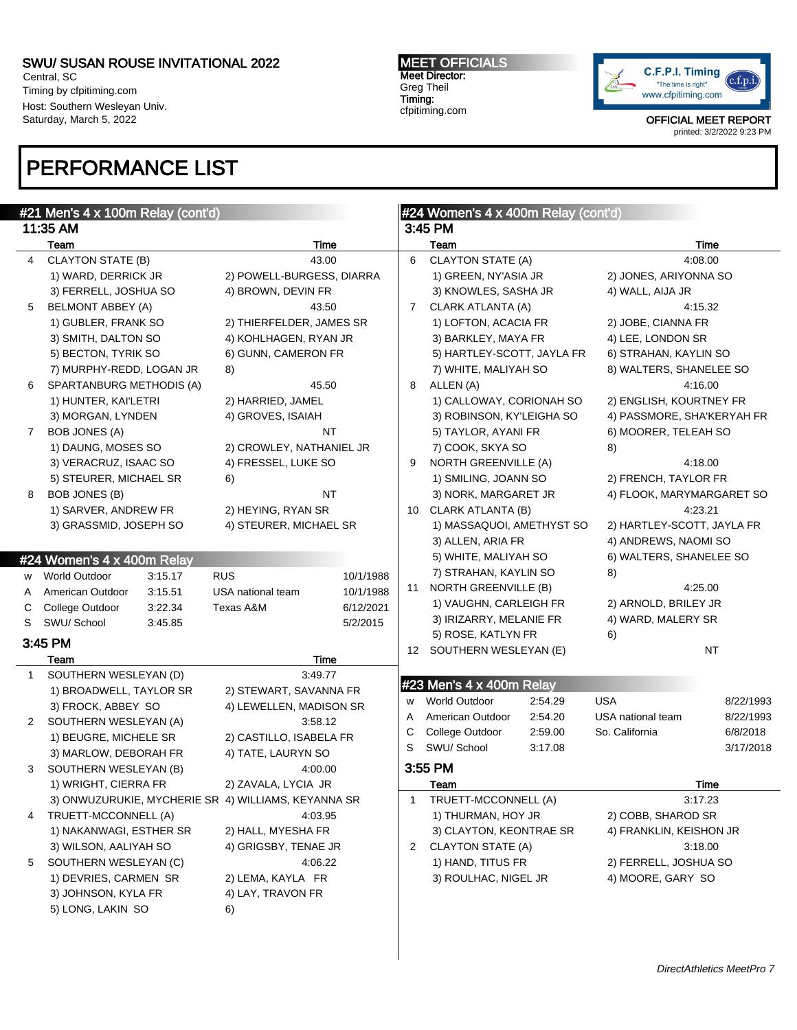SWU/ SUSAN ROUSE INVITATIONAL 2022
Central, SC
Timing by cfpitiming.com
Host: Southern Wesleyan Univ.
Saturday, March 5, 2022

MEET OFFICIALS
Meet Director:
Greg Theil
Timing:
cfpitiming.com

OFFICIAL MEET REPORT
printed: 3/2/2022 9:23 PM

# PERFORMANCE LIST

## #21 Men's 4 x 100m Relay (cont'd)

### 11:35 AM

| | Team | Time |
|---|---|---|
| 4 | CLAYTON STATE (B) | 43.00 |
| | 1) WARD, DERRICK JR | 2) POWELL-BURGESS, DIARRA |
| | 3) FERRELL, JOSHUA SO | 4) BROWN, DEVIN FR |
| 5 | BELMONT ABBEY (A) | 43.50 |
| | 1) GUBLER, FRANK SO | 2) THIERFELDER, JAMES SR |
| | 3) SMITH, DALTON SO | 4) KOHLHAGEN, RYAN JR |
| | 5) BECTON, TYRIK SO | 6) GUNN, CAMERON FR |
| | 7) MURPHY-REDD, LOGAN JR | 8) |
| 6 | SPARTANBURG METHODIS (A) | 45.50 |
| | 1) HUNTER, KAI'LETRI | 2) HARRIED, JAMEL |
| | 3) MORGAN, LYNDEN | 4) GROVES, ISAIAH |
| 7 | BOB JONES (A) | NT |
| | 1) DAUNG, MOSES SO | 2) CROWLEY, NATHANIEL JR |
| | 3) VERACRUZ, ISAAC SO | 4) FRESSEL, LUKE SO |
| | 5) STEURER, MICHAEL SR | 6) |
| 8 | BOB JONES (B) | NT |
| | 1) SARVER, ANDREW FR | 2) HEYING, RYAN SR |
| | 3) GRASSMID, JOSEPH SO | 4) STEURER, MICHAEL SR |

## #24 Women's 4 x 400m Relay

| | | | | |
|---|---|---|---|---|
| W | World Outdoor | 3:15.17 | RUS | 10/1/1988 |
| A | American Outdoor | 3:15.51 | USA national team | 10/1/1988 |
| C | College Outdoor | 3:22.34 | Texas A&M | 6/12/2021 |
| S | SWU/ School | 3:45.85 | | 5/2/2015 |

### 3:45 PM

| | Team | Time |
|---|---|---|
| 1 | SOUTHERN WESLEYAN (D) | 3:49.77 |
| | 1) BROADWELL, TAYLOR SR | 2) STEWART, SAVANNA FR |
| | 3) FROCK, ABBEY SO | 4) LEWELLEN, MADISON SR |
| 2 | SOUTHERN WESLEYAN (A) | 3:58.12 |
| | 1) BEUGRE, MICHELE SR | 2) CASTILLO, ISABELA FR |
| | 3) MARLOW, DEBORAH FR | 4) TATE, LAURYN SO |
| 3 | SOUTHERN WESLEYAN (B) | 4:00.00 |
| | 1) WRIGHT, CIERRA FR | 2) ZAVALA, LYCIA JR |
| | 3) ONWUZURUKIE, MYCHERIE SR | 4) WILLIAMS, KEYANNA SR |
| 4 | TRUETT-MCCONNELL (A) | 4:03.95 |
| | 1) NAKANWAGI, ESTHER SR | 2) HALL, MYESHA FR |
| | 3) WILSON, AALIYAH SO | 4) GRIGSBY, TENAE JR |
| 5 | SOUTHERN WESLEYAN (C) | 4:06.22 |
| | 1) DEVRIES, CARMEN SR | 2) LEMA, KAYLA FR |
| | 3) JOHNSON, KYLA FR | 4) LAY, TRAVON FR |
| | 5) LONG, LAKIN SO | 6) |

## #24 Women's 4 x 400m Relay (cont'd)

### 3:45 PM

| | Team | Time |
|---|---|---|
| 6 | CLAYTON STATE (A) | 4:08.00 |
| | 1) GREEN, NY'ASIA JR | 2) JONES, ARIYONNA SO |
| | 3) KNOWLES, SASHA JR | 4) WALL, AIJA JR |
| 7 | CLARK ATLANTA (A) | 4:15.32 |
| | 1) LOFTON, ACACIA FR | 2) JOBE, CIANNA FR |
| | 3) BARKLEY, MAYA FR | 4) LEE, LONDON SR |
| | 5) HARTLEY-SCOTT, JAYLA FR | 6) STRAHAN, KAYLIN SO |
| | 7) WHITE, MALIYAH SO | 8) WALTERS, SHANELEE SO |
| 8 | ALLEN (A) | 4:16.00 |
| | 1) CALLOWAY, CORIONAH SO | 2) ENGLISH, KOURTNEY FR |
| | 3) ROBINSON, KY'LEIGHA SO | 4) PASSMORE, SHA'KERYAH FR |
| | 5) TAYLOR, AYANI FR | 6) MOORER, TELEAH SO |
| | 7) COOK, SKYA SO | 8) |
| 9 | NORTH GREENVILLE (A) | 4:18.00 |
| | 1) SMILING, JOANN SO | 2) FRENCH, TAYLOR FR |
| | 3) NORK, MARGARET JR | 4) FLOOK, MARYMARGARET SO |
| 10 | CLARK ATLANTA (B) | 4:23.21 |
| | 1) MASSAQUOI, AMETHYST SO | 2) HARTLEY-SCOTT, JAYLA FR |
| | 3) ALLEN, ARIA FR | 4) ANDREWS, NAOMI SO |
| | 5) WHITE, MALIYAH SO | 6) WALTERS, SHANELEE SO |
| | 7) STRAHAN, KAYLIN SO | 8) |
| 11 | NORTH GREENVILLE (B) | 4:25.00 |
| | 1) VAUGHN, CARLEIGH FR | 2) ARNOLD, BRILEY JR |
| | 3) IRIZARRY, MELANIE FR | 4) WARD, MALERY SR |
| | 5) ROSE, KATLYN FR | 6) |
| 12 | SOUTHERN WESLEYAN (E) | NT |

## #23 Men's 4 x 400m Relay

| | | | | |
|---|---|---|---|---|
| W | World Outdoor | 2:54.29 | USA | 8/22/1993 |
| A | American Outdoor | 2:54.20 | USA national team | 8/22/1993 |
| C | College Outdoor | 2:59.00 | So. California | 6/8/2018 |
| S | SWU/ School | 3:17.08 | | 3/17/2018 |

### 3:55 PM

| | Team | Time |
|---|---|---|
| 1 | TRUETT-MCCONNELL (A) | 3:17.23 |
| | 1) THURMAN, HOY JR | 2) COBB, SHAROD SR |
| | 3) CLAYTON, KEONTRAE SR | 4) FRANKLIN, KEISHON JR |
| 2 | CLAYTON STATE (A) | 3:18.00 |
| | 1) HAND, TITUS FR | 2) FERRELL, JOSHUA SO |
| | 3) ROULHAC, NIGEL JR | 4) MOORE, GARY SO |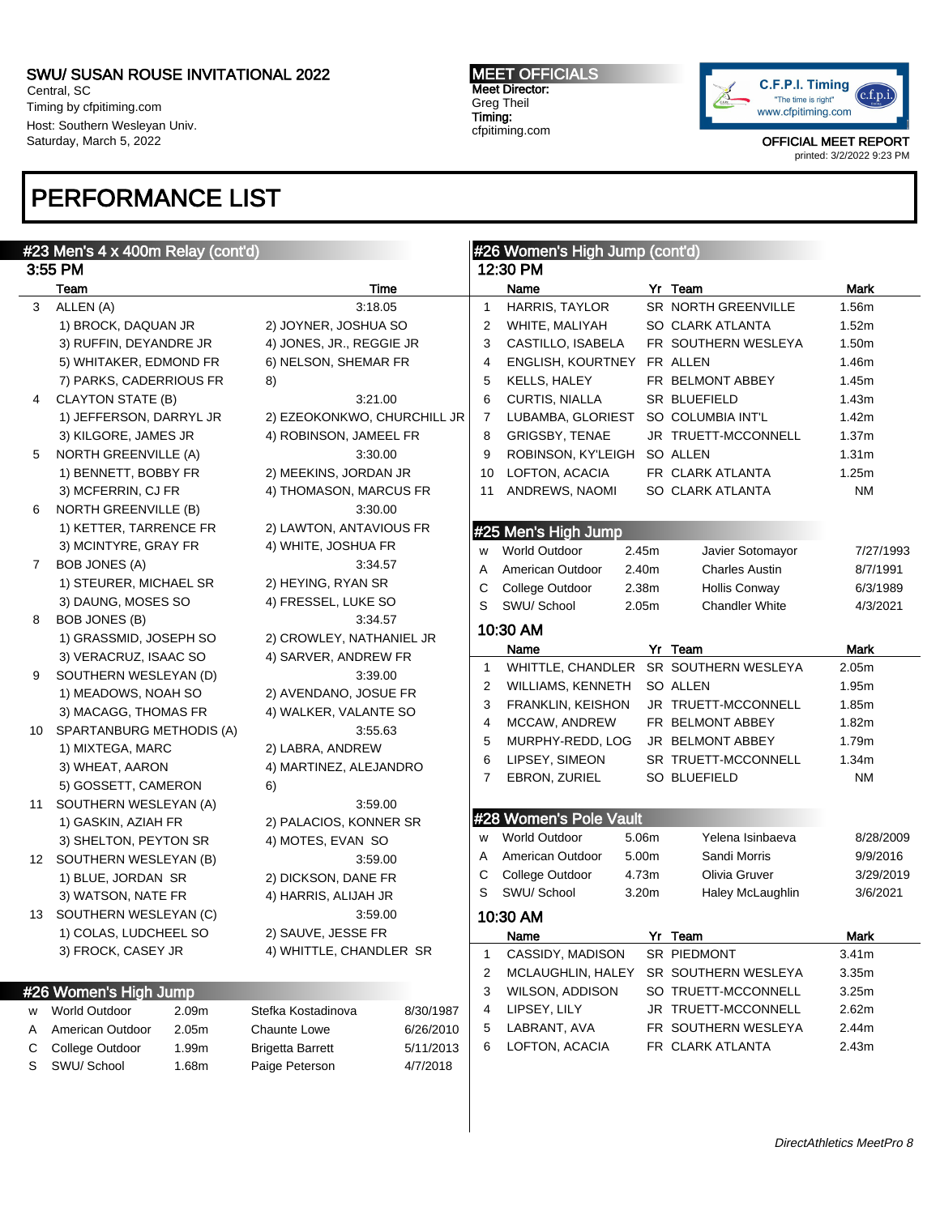# PERFORMANCE LIST

## #23 Men's 4 x 400m Relay (cont'd)

### 3:55 PM

| | Team | | Time |
|---|---|---|---|
| 3 | ALLEN (A) | | 3:18.05 |
| | 1) BROCK, DAQUAN JR | 2) JOYNER, JOSHUA SO | |
| | 3) RUFFIN, DEYANDRE JR | 4) JONES, JR., REGGIE JR | |
| | 5) WHITAKER, EDMOND FR | 6) NELSON, SHEMAR FR | |
| | 7) PARKS, CADERRIOUS FR | 8) | |
| 4 | CLAYTON STATE (B) | | 3:21.00 |
| | 1) JEFFERSON, DARRYL JR | 2) EZEOKONKWO, CHURCHILL JR | |
| | 3) KILGORE, JAMES JR | 4) ROBINSON, JAMEEL FR | |
| 5 | NORTH GREENVILLE (A) | | 3:30.00 |
| | 1) BENNETT, BOBBY FR | 2) MEEKINS, JORDAN JR | |
| | 3) MCFERRIN, CJ FR | 4) THOMASON, MARCUS FR | |
| 6 | NORTH GREENVILLE (B) | | 3:30.00 |
| | 1) KETTER, TARRENCE FR | 2) LAWTON, ANTAVIOUS FR | |
| | 3) MCINTYRE, GRAY FR | 4) WHITE, JOSHUA FR | |
| 7 | BOB JONES (A) | | 3:34.57 |
| | 1) STEURER, MICHAEL SR | 2) HEYING, RYAN SR | |
| | 3) DAUNG, MOSES SO | 4) FRESSEL, LUKE SO | |
| 8 | BOB JONES (B) | | 3:34.57 |
| | 1) GRASSMID, JOSEPH SO | 2) CROWLEY, NATHANIEL JR | |
| | 3) VERACRUZ, ISAAC SO | 4) SARVER, ANDREW FR | |
| 9 | SOUTHERN WESLEYAN (D) | | 3:39.00 |
| | 1) MEADOWS, NOAH SO | 2) AVENDANO, JOSUE FR | |
| | 3) MACAGG, THOMAS FR | 4) WALKER, VALANTE SO | |
| 10 | SPARTANBURG METHODIS (A) | | 3:55.63 |
| | 1) MIXTEGA, MARC | 2) LABRA, ANDREW | |
| | 3) WHEAT, AARON | 4) MARTINEZ, ALEJANDRO | |
| | 5) GOSSETT, CAMERON | 6) | |
| 11 | SOUTHERN WESLEYAN (A) | | 3:59.00 |
| | 1) GASKIN, AZIAH FR | 2) PALACIOS, KONNER SR | |
| | 3) SHELTON, PEYTON SR | 4) MOTES, EVAN SO | |
| 12 | SOUTHERN WESLEYAN (B) | | 3:59.00 |
| | 1) BLUE, JORDAN SR | 2) DICKSON, DANE FR | |
| | 3) WATSON, NATE FR | 4) HARRIS, ALIJAH JR | |
| 13 | SOUTHERN WESLEYAN (C) | | 3:59.00 |
| | 1) COLAS, LUDCHEEL SO | 2) SAUVE, JESSE FR | |
| | 3) FROCK, CASEY JR | 4) WHITTLE, CHANDLER SR | |

## #26 Women's High Jump

| | | | | |
|---|---|---|---|---|
| W | World Outdoor | 2.09m | Stefka Kostadinova | 8/30/1987 |
| A | American Outdoor | 2.05m | Chaunte Lowe | 6/26/2010 |
| C | College Outdoor | 1.99m | Brigetta Barrett | 5/11/2013 |
| S | SWU/ School | 1.68m | Paige Peterson | 4/7/2018 |

## #26 Women's High Jump (cont'd)

### 12:30 PM

| | Name | Yr | Team | Mark |
|---|---|---|---|---|
| 1 | HARRIS, TAYLOR | SR | NORTH GREENVILLE | 1.56m |
| 2 | WHITE, MALIYAH | SO | CLARK ATLANTA | 1.52m |
| 3 | CASTILLO, ISABELA | FR | SOUTHERN WESLEYA | 1.50m |
| 4 | ENGLISH, KOURTNEY | FR | ALLEN | 1.46m |
| 5 | KELLS, HALEY | FR | BELMONT ABBEY | 1.45m |
| 6 | CURTIS, NIALLA | SR | BLUEFIELD | 1.43m |
| 7 | LUBAMBA, GLORIEST | SO | COLUMBIA INT'L | 1.42m |
| 8 | GRIGSBY, TENAE | JR | TRUETT-MCCONNELL | 1.37m |
| 9 | ROBINSON, KY'LEIGH | SO | ALLEN | 1.31m |
| 10 | LOFTON, ACACIA | FR | CLARK ATLANTA | 1.25m |
| 11 | ANDREWS, NAOMI | SO | CLARK ATLANTA | NM |

## #25 Men's High Jump

| | | | | |
|---|---|---|---|---|
| W | World Outdoor | 2.45m | Javier Sotomayor | 7/27/1993 |
| A | American Outdoor | 2.40m | Charles Austin | 8/7/1991 |
| C | College Outdoor | 2.38m | Hollis Conway | 6/3/1989 |
| S | SWU/ School | 2.05m | Chandler White | 4/3/2021 |

### 10:30 AM

| | Name | Yr | Team | Mark |
|---|---|---|---|---|
| 1 | WHITTLE, CHANDLER | SR | SOUTHERN WESLEYA | 2.05m |
| 2 | WILLIAMS, KENNETH | SO | ALLEN | 1.95m |
| 3 | FRANKLIN, KEISHON | JR | TRUETT-MCCONNELL | 1.85m |
| 4 | MCCAW, ANDREW | FR | BELMONT ABBEY | 1.82m |
| 5 | MURPHY-REDD, LOG | JR | BELMONT ABBEY | 1.79m |
| 6 | LIPSEY, SIMEON | SR | TRUETT-MCCONNELL | 1.34m |
| 7 | EBRON, ZURIEL | SO | BLUEFIELD | NM |

## #28 Women's Pole Vault

| | | | | |
|---|---|---|---|---|
| W | World Outdoor | 5.06m | Yelena Isinbaeva | 8/28/2009 |
| A | American Outdoor | 5.00m | Sandi Morris | 9/9/2016 |
| C | College Outdoor | 4.73m | Olivia Gruver | 3/29/2019 |
| S | SWU/ School | 3.20m | Haley McLaughlin | 3/6/2021 |

### 10:30 AM

| | Name | Yr | Team | Mark |
|---|---|---|---|---|
| 1 | CASSIDY, MADISON | SR | PIEDMONT | 3.41m |
| 2 | MCLAUGHLIN, HALEY | SR | SOUTHERN WESLEYA | 3.35m |
| 3 | WILSON, ADDISON | SO | TRUETT-MCCONNELL | 3.25m |
| 4 | LIPSEY, LILY | JR | TRUETT-MCCONNELL | 2.62m |
| 5 | LABRANT, AVA | FR | SOUTHERN WESLEYA | 2.44m |
| 6 | LOFTON, ACACIA | FR | CLARK ATLANTA | 2.43m |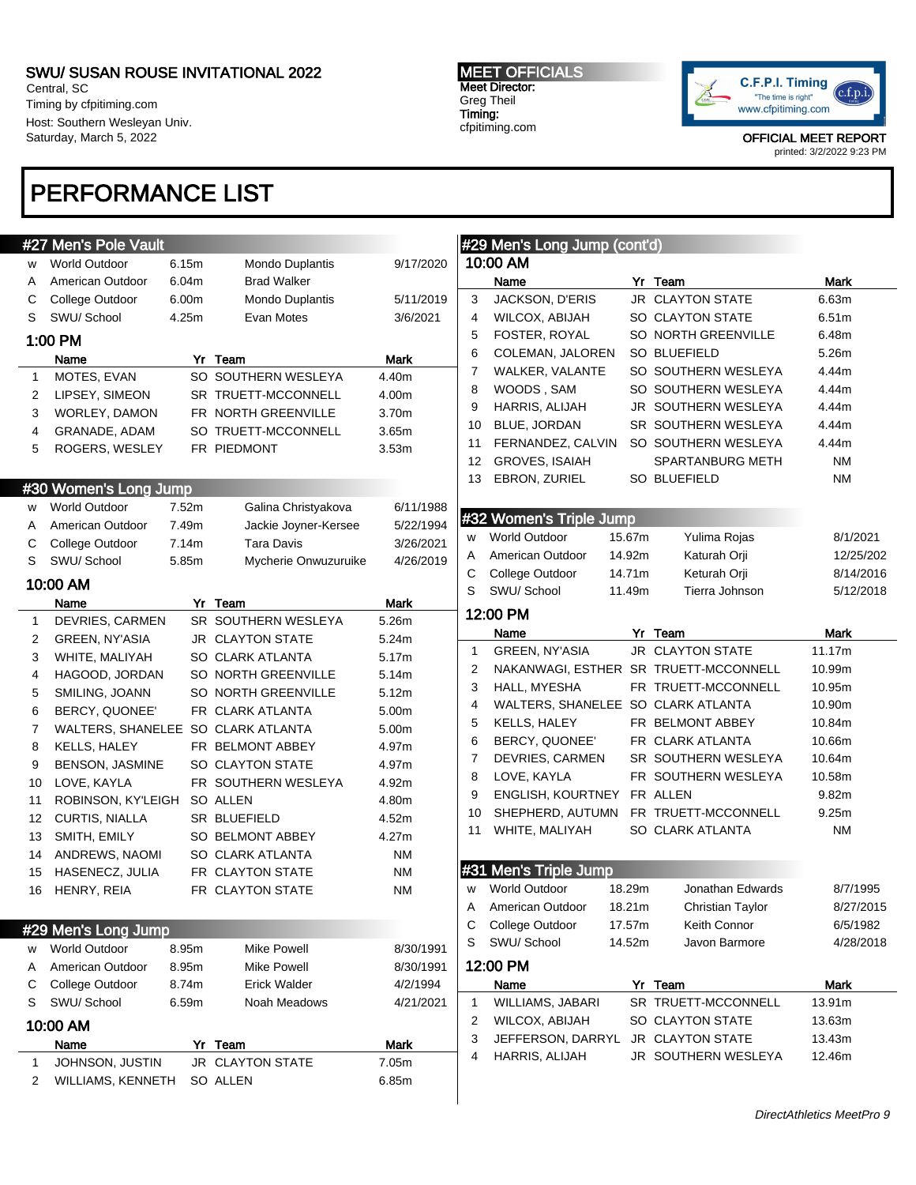# PERFORMANCE LIST

## #27 Men's Pole Vault

| | Record | Mark | Name | Date |
|---|---|---|---|---|
| W | World Outdoor | 6.15m | Mondo Duplantis | 9/17/2020 |
| A | American Outdoor | 6.04m | Brad Walker | |
| C | College Outdoor | 6.00m | Mondo Duplantis | 5/11/2019 |
| S | SWU/ School | 4.25m | Evan Motes | 3/6/2021 |

### 1:00 PM

| | Name | Yr | Team | Mark |
|---|---|---|---|---|
| 1 | MOTES, EVAN | SO | SOUTHERN WESLEYA | 4.40m |
| 2 | LIPSEY, SIMEON | SR | TRUETT-MCCONNELL | 4.00m |
| 3 | WORLEY, DAMON | FR | NORTH GREENVILLE | 3.70m |
| 4 | GRANADE, ADAM | SO | TRUETT-MCCONNELL | 3.65m |
| 5 | ROGERS, WESLEY | FR | PIEDMONT | 3.53m |

## #30 Women's Long Jump

| | Record | Mark | Name | Date |
|---|---|---|---|---|
| W | World Outdoor | 7.52m | Galina Christyakova | 6/11/1988 |
| A | American Outdoor | 7.49m | Jackie Joyner-Kersee | 5/22/1994 |
| C | College Outdoor | 7.14m | Tara Davis | 3/26/2021 |
| S | SWU/ School | 5.85m | Mycherie Onwuzuruike | 4/26/2019 |

### 10:00 AM

| | Name | Yr | Team | Mark |
|---|---|---|---|---|
| 1 | DEVRIES, CARMEN | SR | SOUTHERN WESLEYA | 5.26m |
| 2 | GREEN, NY'ASIA | JR | CLAYTON STATE | 5.24m |
| 3 | WHITE, MALIYAH | SO | CLARK ATLANTA | 5.17m |
| 4 | HAGOOD, JORDAN | SO | NORTH GREENVILLE | 5.14m |
| 5 | SMILING, JOANN | SO | NORTH GREENVILLE | 5.12m |
| 6 | BERCY, QUONEE' | FR | CLARK ATLANTA | 5.00m |
| 7 | WALTERS, SHANELEE | SO | CLARK ATLANTA | 5.00m |
| 8 | KELLS, HALEY | FR | BELMONT ABBEY | 4.97m |
| 9 | BENSON, JASMINE | SO | CLAYTON STATE | 4.97m |
| 10 | LOVE, KAYLA | FR | SOUTHERN WESLEYA | 4.92m |
| 11 | ROBINSON, KY'LEIGH | SO | ALLEN | 4.80m |
| 12 | CURTIS, NIALLA | SR | BLUEFIELD | 4.52m |
| 13 | SMITH, EMILY | SO | BELMONT ABBEY | 4.27m |
| 14 | ANDREWS, NAOMI | SO | CLARK ATLANTA | NM |
| 15 | HASENECZ, JULIA | FR | CLAYTON STATE | NM |
| 16 | HENRY, REIA | FR | CLAYTON STATE | NM |

## #29 Men's Long Jump

| | Record | Mark | Name | Date |
|---|---|---|---|---|
| W | World Outdoor | 8.95m | Mike Powell | 8/30/1991 |
| A | American Outdoor | 8.95m | Mike Powell | 8/30/1991 |
| C | College Outdoor | 8.74m | Erick Walder | 4/2/1994 |
| S | SWU/ School | 6.59m | Noah Meadows | 4/21/2021 |

### 10:00 AM

| | Name | Yr | Team | Mark |
|---|---|---|---|---|
| 1 | JOHNSON, JUSTIN | JR | CLAYTON STATE | 7.05m |
| 2 | WILLIAMS, KENNETH | SO | ALLEN | 6.85m |
| 3 | JACKSON, D'ERIS | JR | CLAYTON STATE | 6.63m |
| 4 | WILCOX, ABIJAH | SO | CLAYTON STATE | 6.51m |
| 5 | FOSTER, ROYAL | SO | NORTH GREENVILLE | 6.48m |
| 6 | COLEMAN, JALOREN | SO | BLUEFIELD | 5.26m |
| 7 | WALKER, VALANTE | SO | SOUTHERN WESLEYA | 4.44m |
| 8 | WOODS , SAM | SO | SOUTHERN WESLEYA | 4.44m |
| 9 | HARRIS, ALIJAH | JR | SOUTHERN WESLEYA | 4.44m |
| 10 | BLUE, JORDAN | SR | SOUTHERN WESLEYA | 4.44m |
| 11 | FERNANDEZ, CALVIN | SO | SOUTHERN WESLEYA | 4.44m |
| 12 | GROVES, ISAIAH | | SPARTANBURG METH | NM |
| 13 | EBRON, ZURIEL | SO | BLUEFIELD | NM |

## #32 Women's Triple Jump

| | Record | Mark | Name | Date |
|---|---|---|---|---|
| W | World Outdoor | 15.67m | Yulima Rojas | 8/1/2021 |
| A | American Outdoor | 14.92m | Katurah Orji | 12/25/202 |
| C | College Outdoor | 14.71m | Keturah Orji | 8/14/2016 |
| S | SWU/ School | 11.49m | Tierra Johnson | 5/12/2018 |

### 12:00 PM

| | Name | Yr | Team | Mark |
|---|---|---|---|---|
| 1 | GREEN, NY'ASIA | JR | CLAYTON STATE | 11.17m |
| 2 | NAKANWAGI, ESTHER | SR | TRUETT-MCCONNELL | 10.99m |
| 3 | HALL, MYESHA | FR | TRUETT-MCCONNELL | 10.95m |
| 4 | WALTERS, SHANELEE | SO | CLARK ATLANTA | 10.90m |
| 5 | KELLS, HALEY | FR | BELMONT ABBEY | 10.84m |
| 6 | BERCY, QUONEE' | FR | CLARK ATLANTA | 10.66m |
| 7 | DEVRIES, CARMEN | SR | SOUTHERN WESLEYA | 10.64m |
| 8 | LOVE, KAYLA | FR | SOUTHERN WESLEYA | 10.58m |
| 9 | ENGLISH, KOURTNEY | FR | ALLEN | 9.82m |
| 10 | SHEPHERD, AUTUMN | FR | TRUETT-MCCONNELL | 9.25m |
| 11 | WHITE, MALIYAH | SO | CLARK ATLANTA | NM |

## #31 Men's Triple Jump

| | Record | Mark | Name | Date |
|---|---|---|---|---|
| W | World Outdoor | 18.29m | Jonathan Edwards | 8/7/1995 |
| A | American Outdoor | 18.21m | Christian Taylor | 8/27/2015 |
| C | College Outdoor | 17.57m | Keith Connor | 6/5/1982 |
| S | SWU/ School | 14.52m | Javon Barmore | 4/28/2018 |

### 12:00 PM

| | Name | Yr | Team | Mark |
|---|---|---|---|---|
| 1 | WILLIAMS, JABARI | SR | TRUETT-MCCONNELL | 13.91m |
| 2 | WILCOX, ABIJAH | SO | CLAYTON STATE | 13.63m |
| 3 | JEFFERSON, DARRYL | JR | CLAYTON STATE | 13.43m |
| 4 | HARRIS, ALIJAH | JR | SOUTHERN WESLEYA | 12.46m |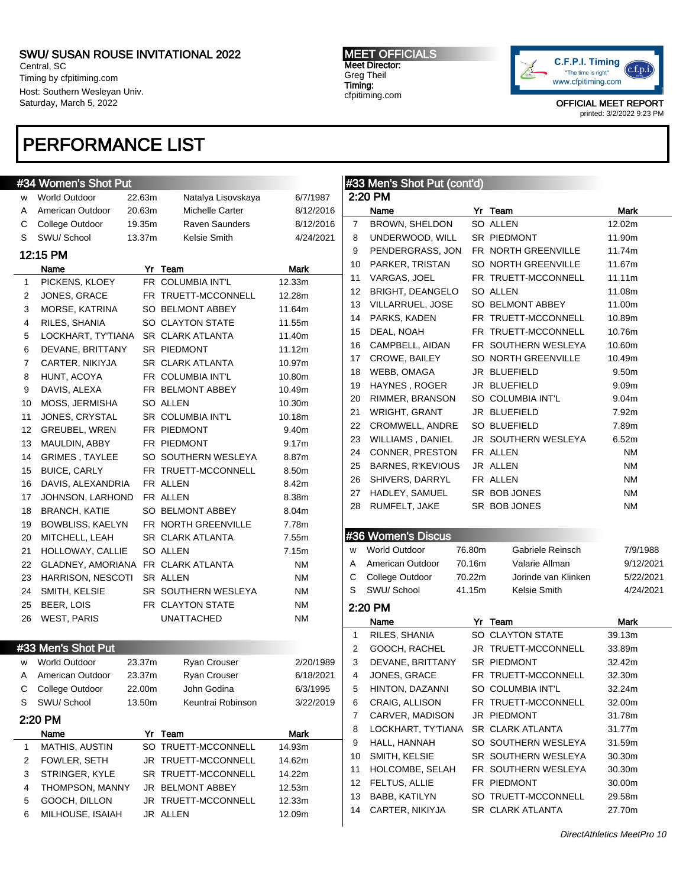SWU/ SUSAN ROUSE INVITATIONAL 2022
Central, SC
Timing by cfpitiming.com
Host: Southern Wesleyan Univ.
Saturday, March 5, 2022

MEET OFFICIALS
Meet Director:
Greg Theil
Timing:
cfpitiming.com

OFFICIAL MEET REPORT
printed: 3/2/2022 9:23 PM

# PERFORMANCE LIST

## #34 Women's Shot Put

| | | | | |
|---|---|---|---|---|
| W | World Outdoor | 22.63m | Natalya Lisovskaya | 6/7/1987 |
| A | American Outdoor | 20.63m | Michelle Carter | 8/12/2016 |
| C | College Outdoor | 19.35m | Raven Saunders | 8/12/2016 |
| S | SWU/ School | 13.37m | Kelsie Smith | 4/24/2021 |

### 12:15 PM

| | Name | Yr | Team | Mark |
|---|---|---|---|---|
| 1 | PICKENS, KLOEY | FR | COLUMBIA INT'L | 12.33m |
| 2 | JONES, GRACE | FR | TRUETT-MCCONNELL | 12.28m |
| 3 | MORSE, KATRINA | SO | BELMONT ABBEY | 11.64m |
| 4 | RILES, SHANIA | SO | CLAYTON STATE | 11.55m |
| 5 | LOCKHART, TY'TIANA | SR | CLARK ATLANTA | 11.40m |
| 6 | DEVANE, BRITTANY | SR | PIEDMONT | 11.12m |
| 7 | CARTER, NIKIYJA | SR | CLARK ATLANTA | 10.97m |
| 8 | HUNT, ACOYA | FR | COLUMBIA INT'L | 10.80m |
| 9 | DAVIS, ALEXA | FR | BELMONT ABBEY | 10.49m |
| 10 | MOSS, JERMISHA | SO | ALLEN | 10.30m |
| 11 | JONES, CRYSTAL | SR | COLUMBIA INT'L | 10.18m |
| 12 | GREUBEL, WREN | FR | PIEDMONT | 9.40m |
| 13 | MAULDIN, ABBY | FR | PIEDMONT | 9.17m |
| 14 | GRIMES , TAYLEE | SO | SOUTHERN WESLEYA | 8.87m |
| 15 | BUICE, CARLY | FR | TRUETT-MCCONNELL | 8.50m |
| 16 | DAVIS, ALEXANDRIA | FR | ALLEN | 8.42m |
| 17 | JOHNSON, LARHOND | FR | ALLEN | 8.38m |
| 18 | BRANCH, KATIE | SO | BELMONT ABBEY | 8.04m |
| 19 | BOWBLISS, KAELYN | FR | NORTH GREENVILLE | 7.78m |
| 20 | MITCHELL, LEAH | SR | CLARK ATLANTA | 7.55m |
| 21 | HOLLOWAY, CALLIE | SO | ALLEN | 7.15m |
| 22 | GLADNEY, AMORIANA | FR | CLARK ATLANTA | NM |
| 23 | HARRISON, NESCOTI | SR | ALLEN | NM |
| 24 | SMITH, KELSIE | SR | SOUTHERN WESLEYA | NM |
| 25 | BEER, LOIS | FR | CLAYTON STATE | NM |
| 26 | WEST, PARIS | | UNATTACHED | NM |

## #33 Men's Shot Put

| | | | | |
|---|---|---|---|---|
| W | World Outdoor | 23.37m | Ryan Crouser | 2/20/1989 |
| A | American Outdoor | 23.37m | Ryan Crouser | 6/18/2021 |
| C | College Outdoor | 22.00m | John Godina | 6/3/1995 |
| S | SWU/ School | 13.50m | Keuntrai Robinson | 3/22/2019 |

### 2:20 PM

| | Name | Yr | Team | Mark |
|---|---|---|---|---|
| 1 | MATHIS, AUSTIN | SO | TRUETT-MCCONNELL | 14.93m |
| 2 | FOWLER, SETH | JR | TRUETT-MCCONNELL | 14.62m |
| 3 | STRINGER, KYLE | SR | TRUETT-MCCONNELL | 14.22m |
| 4 | THOMPSON, MANNY | JR | BELMONT ABBEY | 12.53m |
| 5 | GOOCH, DILLON | JR | TRUETT-MCCONNELL | 12.33m |
| 6 | MILHOUSE, ISAIAH | JR | ALLEN | 12.09m |
| 7 | BROWN, SHELDON | SO | ALLEN | 12.02m |
| 8 | UNDERWOOD, WILL | SR | PIEDMONT | 11.90m |
| 9 | PENDERGRASS, JON | FR | NORTH GREENVILLE | 11.74m |
| 10 | PARKER, TRISTAN | SO | NORTH GREENVILLE | 11.67m |
| 11 | VARGAS, JOEL | FR | TRUETT-MCCONNELL | 11.11m |
| 12 | BRIGHT, DEANGELO | SO | ALLEN | 11.08m |
| 13 | VILLARRUEL, JOSE | SO | BELMONT ABBEY | 11.00m |
| 14 | PARKS, KADEN | FR | TRUETT-MCCONNELL | 10.89m |
| 15 | DEAL, NOAH | FR | TRUETT-MCCONNELL | 10.76m |
| 16 | CAMPBELL, AIDAN | FR | SOUTHERN WESLEYA | 10.60m |
| 17 | CROWE, BAILEY | SO | NORTH GREENVILLE | 10.49m |
| 18 | WEBB, OMAGA | JR | BLUEFIELD | 9.50m |
| 19 | HAYNES , ROGER | JR | BLUEFIELD | 9.09m |
| 20 | RIMMER, BRANSON | SO | COLUMBIA INT'L | 9.04m |
| 21 | WRIGHT, GRANT | JR | BLUEFIELD | 7.92m |
| 22 | CROMWELL, ANDRE | SO | BLUEFIELD | 7.89m |
| 23 | WILLIAMS , DANIEL | JR | SOUTHERN WESLEYA | 6.52m |
| 24 | CONNER, PRESTON | FR | ALLEN | NM |
| 25 | BARNES, R'KEVIOUS | JR | ALLEN | NM |
| 26 | SHIVERS, DARRYL | FR | ALLEN | NM |
| 27 | HADLEY, SAMUEL | SR | BOB JONES | NM |
| 28 | RUMFELT, JAKE | SR | BOB JONES | NM |

## #36 Women's Discus

| | | | | |
|---|---|---|---|---|
| W | World Outdoor | 76.80m | Gabriele Reinsch | 7/9/1988 |
| A | American Outdoor | 70.16m | Valarie Allman | 9/12/2021 |
| C | College Outdoor | 70.22m | Jorinde van Klinken | 5/22/2021 |
| S | SWU/ School | 41.15m | Kelsie Smith | 4/24/2021 |

### 2:20 PM

| | Name | Yr | Team | Mark |
|---|---|---|---|---|
| 1 | RILES, SHANIA | SO | CLAYTON STATE | 39.13m |
| 2 | GOOCH, RACHEL | JR | TRUETT-MCCONNELL | 33.89m |
| 3 | DEVANE, BRITTANY | SR | PIEDMONT | 32.42m |
| 4 | JONES, GRACE | FR | TRUETT-MCCONNELL | 32.30m |
| 5 | HINTON, DAZANNI | SO | COLUMBIA INT'L | 32.24m |
| 6 | CRAIG, ALLISON | FR | TRUETT-MCCONNELL | 32.00m |
| 7 | CARVER, MADISON | JR | PIEDMONT | 31.78m |
| 8 | LOCKHART, TY'TIANA | SR | CLARK ATLANTA | 31.77m |
| 9 | HALL, HANNAH | SO | SOUTHERN WESLEYA | 31.59m |
| 10 | SMITH, KELSIE | SR | SOUTHERN WESLEYA | 30.30m |
| 11 | HOLCOMBE, SELAH | FR | SOUTHERN WESLEYA | 30.30m |
| 12 | FELTUS, ALLIE | FR | PIEDMONT | 30.00m |
| 13 | BABB, KATILYN | SO | TRUETT-MCCONNELL | 29.58m |
| 14 | CARTER, NIKIYJA | SR | CLARK ATLANTA | 27.70m |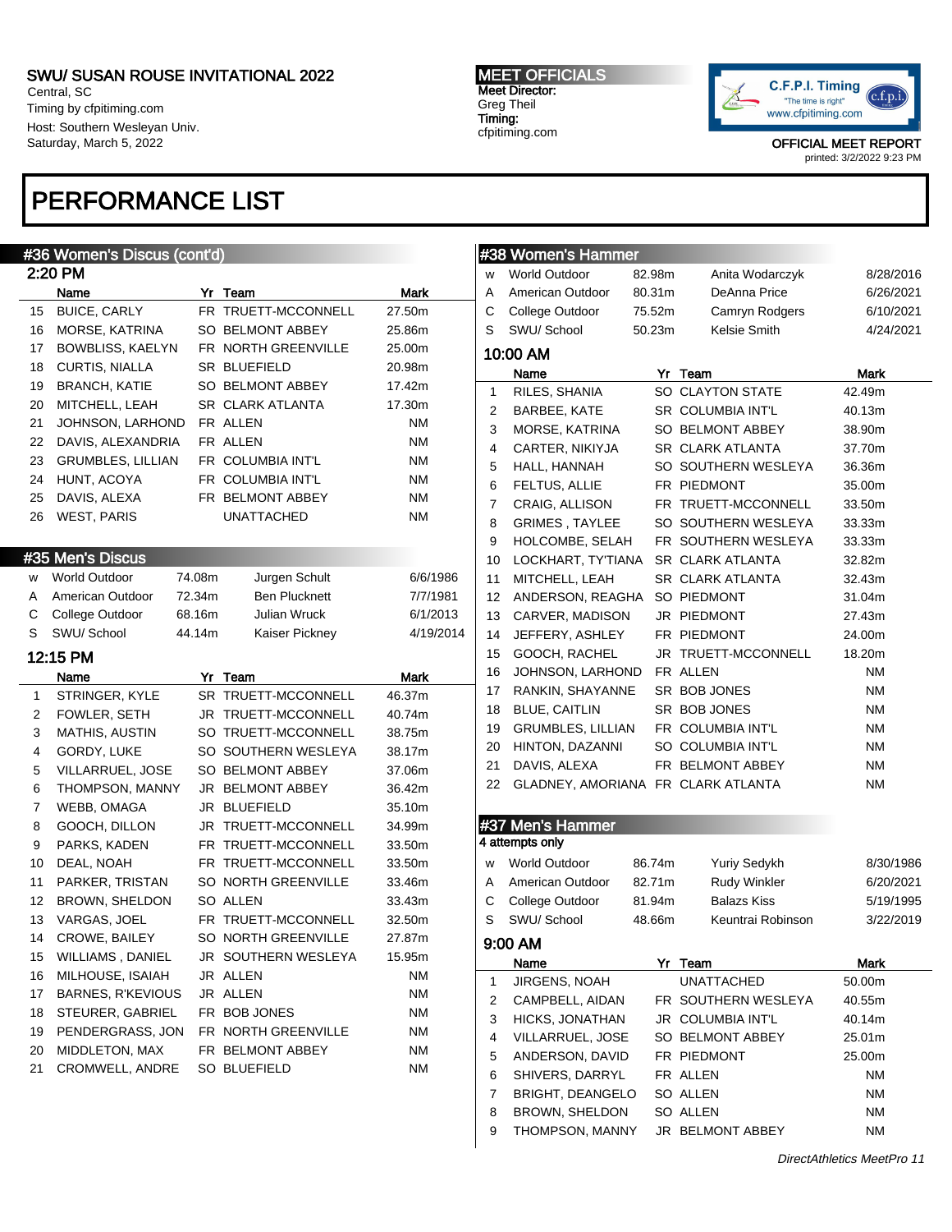# PERFORMANCE LIST

## #36 Women's Discus (cont'd)

### 2:20 PM

| | Name | Yr | Team | Mark |
|---|---|---|---|---|
| 15 | BUICE, CARLY | FR | TRUETT-MCCONNELL | 27.50m |
| 16 | MORSE, KATRINA | SO | BELMONT ABBEY | 25.86m |
| 17 | BOWBLISS, KAELYN | FR | NORTH GREENVILLE | 25.00m |
| 18 | CURTIS, NIALLA | SR | BLUEFIELD | 20.98m |
| 19 | BRANCH, KATIE | SO | BELMONT ABBEY | 17.42m |
| 20 | MITCHELL, LEAH | SR | CLARK ATLANTA | 17.30m |
| 21 | JOHNSON, LARHOND | FR | ALLEN | NM |
| 22 | DAVIS, ALEXANDRIA | FR | ALLEN | NM |
| 23 | GRUMBLES, LILLIAN | FR | COLUMBIA INT'L | NM |
| 24 | HUNT, ACOYA | FR | COLUMBIA INT'L | NM |
| 25 | DAVIS, ALEXA | FR | BELMONT ABBEY | NM |
| 26 | WEST, PARIS | | UNATTACHED | NM |

## #35 Men's Discus

| | Record | Mark | Name | Date |
|---|---|---|---|---|
| W | World Outdoor | 74.08m | Jurgen Schult | 6/6/1986 |
| A | American Outdoor | 72.34m | Ben Plucknett | 7/7/1981 |
| C | College Outdoor | 68.16m | Julian Wruck | 6/1/2013 |
| S | SWU/ School | 44.14m | Kaiser Pickney | 4/19/2014 |

### 12:15 PM

| | Name | Yr | Team | Mark |
|---|---|---|---|---|
| 1 | STRINGER, KYLE | SR | TRUETT-MCCONNELL | 46.37m |
| 2 | FOWLER, SETH | JR | TRUETT-MCCONNELL | 40.74m |
| 3 | MATHIS, AUSTIN | SO | TRUETT-MCCONNELL | 38.75m |
| 4 | GORDY, LUKE | SO | SOUTHERN WESLEYA | 38.17m |
| 5 | VILLARRUEL, JOSE | SO | BELMONT ABBEY | 37.06m |
| 6 | THOMPSON, MANNY | JR | BELMONT ABBEY | 36.42m |
| 7 | WEBB, OMAGA | JR | BLUEFIELD | 35.10m |
| 8 | GOOCH, DILLON | JR | TRUETT-MCCONNELL | 34.99m |
| 9 | PARKS, KADEN | FR | TRUETT-MCCONNELL | 33.50m |
| 10 | DEAL, NOAH | FR | TRUETT-MCCONNELL | 33.50m |
| 11 | PARKER, TRISTAN | SO | NORTH GREENVILLE | 33.46m |
| 12 | BROWN, SHELDON | SO | ALLEN | 33.43m |
| 13 | VARGAS, JOEL | FR | TRUETT-MCCONNELL | 32.50m |
| 14 | CROWE, BAILEY | SO | NORTH GREENVILLE | 27.87m |
| 15 | WILLIAMS , DANIEL | JR | SOUTHERN WESLEYA | 15.95m |
| 16 | MILHOUSE, ISAIAH | JR | ALLEN | NM |
| 17 | BARNES, R'KEVIOUS | JR | ALLEN | NM |
| 18 | STEURER, GABRIEL | FR | BOB JONES | NM |
| 19 | PENDERGRASS, JON | FR | NORTH GREENVILLE | NM |
| 20 | MIDDLETON, MAX | FR | BELMONT ABBEY | NM |
| 21 | CROMWELL, ANDRE | SO | BLUEFIELD | NM |

## #38 Women's Hammer

| | Record | Mark | Name | Date |
|---|---|---|---|---|
| W | World Outdoor | 82.98m | Anita Wodarczyk | 8/28/2016 |
| A | American Outdoor | 80.31m | DeAnna Price | 6/26/2021 |
| C | College Outdoor | 75.52m | Camryn Rodgers | 6/10/2021 |
| S | SWU/ School | 50.23m | Kelsie Smith | 4/24/2021 |

### 10:00 AM

| | Name | Yr | Team | Mark |
|---|---|---|---|---|
| 1 | RILES, SHANIA | SO | CLAYTON STATE | 42.49m |
| 2 | BARBEE, KATE | SR | COLUMBIA INT'L | 40.13m |
| 3 | MORSE, KATRINA | SO | BELMONT ABBEY | 38.90m |
| 4 | CARTER, NIKIYJA | SR | CLARK ATLANTA | 37.70m |
| 5 | HALL, HANNAH | SO | SOUTHERN WESLEYA | 36.36m |
| 6 | FELTUS, ALLIE | FR | PIEDMONT | 35.00m |
| 7 | CRAIG, ALLISON | FR | TRUETT-MCCONNELL | 33.50m |
| 8 | GRIMES , TAYLEE | SO | SOUTHERN WESLEYA | 33.33m |
| 9 | HOLCOMBE, SELAH | FR | SOUTHERN WESLEYA | 33.33m |
| 10 | LOCKHART, TY'TIANA | SR | CLARK ATLANTA | 32.82m |
| 11 | MITCHELL, LEAH | SR | CLARK ATLANTA | 32.43m |
| 12 | ANDERSON, REAGHA | SO | PIEDMONT | 31.04m |
| 13 | CARVER, MADISON | JR | PIEDMONT | 27.43m |
| 14 | JEFFERY, ASHLEY | FR | PIEDMONT | 24.00m |
| 15 | GOOCH, RACHEL | JR | TRUETT-MCCONNELL | 18.20m |
| 16 | JOHNSON, LARHOND | FR | ALLEN | NM |
| 17 | RANKIN, SHAYANNE | SR | BOB JONES | NM |
| 18 | BLUE, CAITLIN | SR | BOB JONES | NM |
| 19 | GRUMBLES, LILLIAN | FR | COLUMBIA INT'L | NM |
| 20 | HINTON, DAZANNI | SO | COLUMBIA INT'L | NM |
| 21 | DAVIS, ALEXA | FR | BELMONT ABBEY | NM |
| 22 | GLADNEY, AMORIANA | FR | CLARK ATLANTA | NM |

## #37 Men's Hammer

4 attempts only

| | Record | Mark | Name | Date |
|---|---|---|---|---|
| W | World Outdoor | 86.74m | Yuriy Sedykh | 8/30/1986 |
| A | American Outdoor | 82.71m | Rudy Winkler | 6/20/2021 |
| C | College Outdoor | 81.94m | Balazs Kiss | 5/19/1995 |
| S | SWU/ School | 48.66m | Keuntrai Robinson | 3/22/2019 |

### 9:00 AM

| | Name | Yr | Team | Mark |
|---|---|---|---|---|
| 1 | JIRGENS, NOAH | | UNATTACHED | 50.00m |
| 2 | CAMPBELL, AIDAN | FR | SOUTHERN WESLEYA | 40.55m |
| 3 | HICKS, JONATHAN | JR | COLUMBIA INT'L | 40.14m |
| 4 | VILLARRUEL, JOSE | SO | BELMONT ABBEY | 25.01m |
| 5 | ANDERSON, DAVID | FR | PIEDMONT | 25.00m |
| 6 | SHIVERS, DARRYL | FR | ALLEN | NM |
| 7 | BRIGHT, DEANGELO | SO | ALLEN | NM |
| 8 | BROWN, SHELDON | SO | ALLEN | NM |
| 9 | THOMPSON, MANNY | JR | BELMONT ABBEY | NM |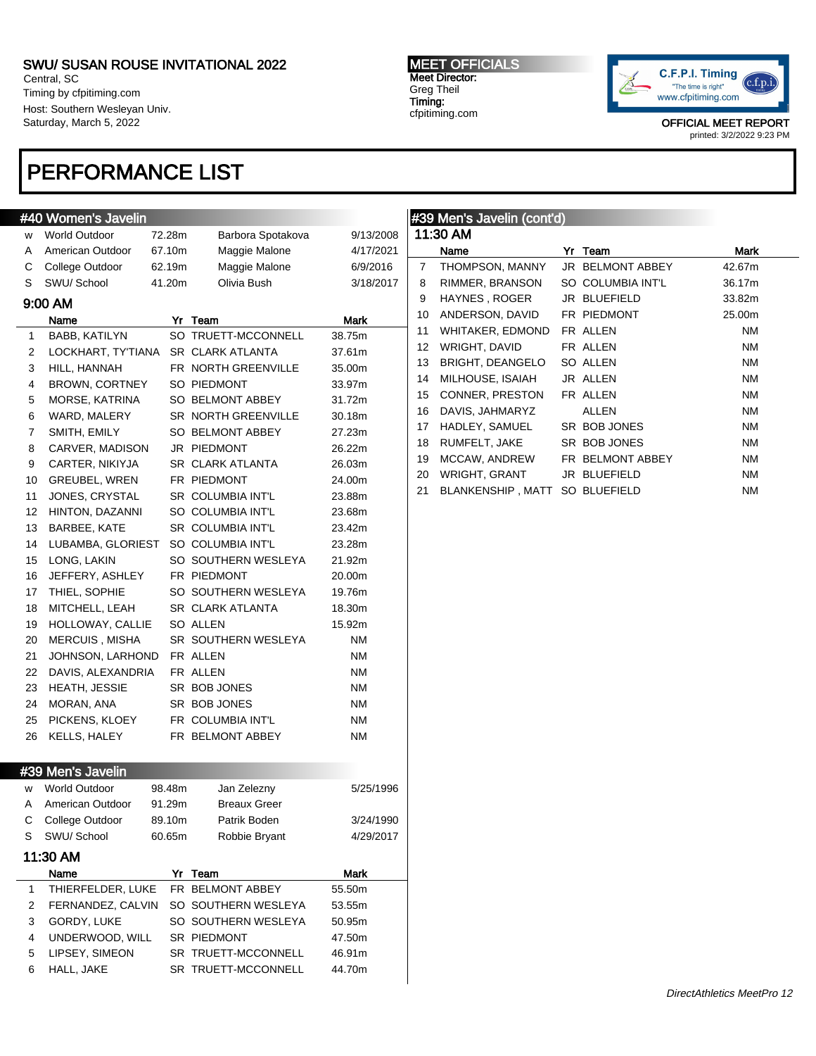SWU/ SUSAN ROUSE INVITATIONAL 2022
Central, SC
Timing by cfpitiming.com
Host: Southern Wesleyan Univ.
Saturday, March 5, 2022

MEET OFFICIALS
Meet Director:
Greg Theil
Timing:
cfpitiming.com

OFFICIAL MEET REPORT
printed: 3/2/2022 9:23 PM

# PERFORMANCE LIST

## #40 Women's Javelin

| | | | | |
|---|---|---|---|---|
| W | World Outdoor | 72.28m | Barbora Spotakova | 9/13/2008 |
| A | American Outdoor | 67.10m | Maggie Malone | 4/17/2021 |
| C | College Outdoor | 62.19m | Maggie Malone | 6/9/2016 |
| S | SWU/ School | 41.20m | Olivia Bush | 3/18/2017 |

### 9:00 AM

| | Name | Yr | Team | Mark |
|---|---|---|---|---|
| 1 | BABB, KATILYN | SO | TRUETT-MCCONNELL | 38.75m |
| 2 | LOCKHART, TY'TIANA | SR | CLARK ATLANTA | 37.61m |
| 3 | HILL, HANNAH | FR | NORTH GREENVILLE | 35.00m |
| 4 | BROWN, CORTNEY | SO | PIEDMONT | 33.97m |
| 5 | MORSE, KATRINA | SO | BELMONT ABBEY | 31.72m |
| 6 | WARD, MALERY | SR | NORTH GREENVILLE | 30.18m |
| 7 | SMITH, EMILY | SO | BELMONT ABBEY | 27.23m |
| 8 | CARVER, MADISON | JR | PIEDMONT | 26.22m |
| 9 | CARTER, NIKIYJA | SR | CLARK ATLANTA | 26.03m |
| 10 | GREUBEL, WREN | FR | PIEDMONT | 24.00m |
| 11 | JONES, CRYSTAL | SR | COLUMBIA INT'L | 23.88m |
| 12 | HINTON, DAZANNI | SO | COLUMBIA INT'L | 23.68m |
| 13 | BARBEE, KATE | SR | COLUMBIA INT'L | 23.42m |
| 14 | LUBAMBA, GLORIEST | SO | COLUMBIA INT'L | 23.28m |
| 15 | LONG, LAKIN | SO | SOUTHERN WESLEYA | 21.92m |
| 16 | JEFFERY, ASHLEY | FR | PIEDMONT | 20.00m |
| 17 | THIEL, SOPHIE | SO | SOUTHERN WESLEYA | 19.76m |
| 18 | MITCHELL, LEAH | SR | CLARK ATLANTA | 18.30m |
| 19 | HOLLOWAY, CALLIE | SO | ALLEN | 15.92m |
| 20 | MERCUIS , MISHA | SR | SOUTHERN WESLEYA | NM |
| 21 | JOHNSON, LARHOND | FR | ALLEN | NM |
| 22 | DAVIS, ALEXANDRIA | FR | ALLEN | NM |
| 23 | HEATH, JESSIE | SR | BOB JONES | NM |
| 24 | MORAN, ANA | SR | BOB JONES | NM |
| 25 | PICKENS, KLOEY | FR | COLUMBIA INT'L | NM |
| 26 | KELLS, HALEY | FR | BELMONT ABBEY | NM |

## #39 Men's Javelin

| | | | | |
|---|---|---|---|---|
| W | World Outdoor | 98.48m | Jan Zelezny | 5/25/1996 |
| A | American Outdoor | 91.29m | Breaux Greer | |
| C | College Outdoor | 89.10m | Patrik Boden | 3/24/1990 |
| S | SWU/ School | 60.65m | Robbie Bryant | 4/29/2017 |

### 11:30 AM

| | Name | Yr | Team | Mark |
|---|---|---|---|---|
| 1 | THIERFELDER, LUKE | FR | BELMONT ABBEY | 55.50m |
| 2 | FERNANDEZ, CALVIN | SO | SOUTHERN WESLEYA | 53.55m |
| 3 | GORDY, LUKE | SO | SOUTHERN WESLEYA | 50.95m |
| 4 | UNDERWOOD, WILL | SR | PIEDMONT | 47.50m |
| 5 | LIPSEY, SIMEON | SR | TRUETT-MCCONNELL | 46.91m |
| 6 | HALL, JAKE | SR | TRUETT-MCCONNELL | 44.70m |
| 7 | THOMPSON, MANNY | JR | BELMONT ABBEY | 42.67m |
| 8 | RIMMER, BRANSON | SO | COLUMBIA INT'L | 36.17m |
| 9 | HAYNES , ROGER | JR | BLUEFIELD | 33.82m |
| 10 | ANDERSON, DAVID | FR | PIEDMONT | 25.00m |
| 11 | WHITAKER, EDMOND | FR | ALLEN | NM |
| 12 | WRIGHT, DAVID | FR | ALLEN | NM |
| 13 | BRIGHT, DEANGELO | SO | ALLEN | NM |
| 14 | MILHOUSE, ISAIAH | JR | ALLEN | NM |
| 15 | CONNER, PRESTON | FR | ALLEN | NM |
| 16 | DAVIS, JAHMARYZ | | ALLEN | NM |
| 17 | HADLEY, SAMUEL | SR | BOB JONES | NM |
| 18 | RUMFELT, JAKE | SR | BOB JONES | NM |
| 19 | MCCAW, ANDREW | FR | BELMONT ABBEY | NM |
| 20 | WRIGHT, GRANT | JR | BLUEFIELD | NM |
| 21 | BLANKENSHIP , MATT | SO | BLUEFIELD | NM |

*DirectAthletics MeetPro 12*